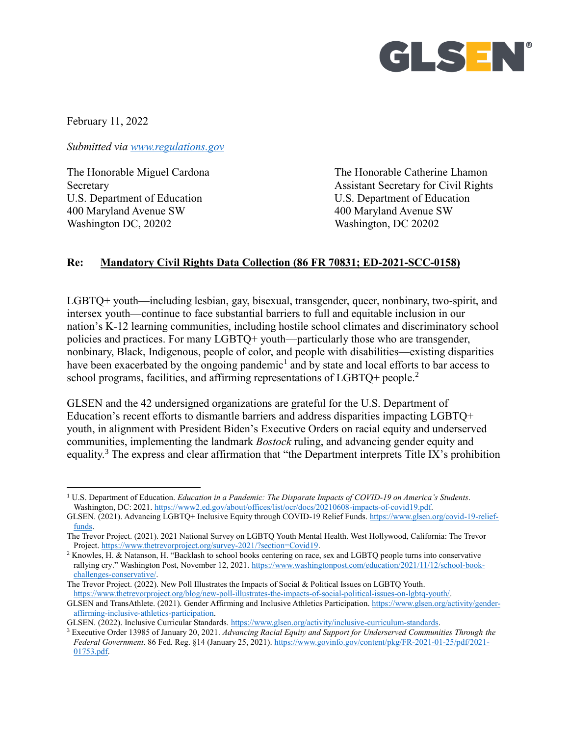GLSEN®

February 11, 2022

*Submitted via www.regulations.gov*

The Honorable Miguel Cardona
Secretary
U.S. Department of Education
400 Maryland Avenue SW
Washington DC, 20202

The Honorable Catherine Lhamon
Assistant Secretary for Civil Rights
U.S. Department of Education
400 Maryland Avenue SW
Washington, DC 20202

**Re: Mandatory Civil Rights Data Collection (86 FR 70831; ED-2021-SCC-0158)**

LGBTQ+ youth—including lesbian, gay, bisexual, transgender, queer, nonbinary, two-spirit, and intersex youth—continue to face substantial barriers to full and equitable inclusion in our nation's K-12 learning communities, including hostile school climates and discriminatory school policies and practices. For many LGBTQ+ youth—particularly those who are transgender, nonbinary, Black, Indigenous, people of color, and people with disabilities—existing disparities have been exacerbated by the ongoing pandemic[1] and by state and local efforts to bar access to school programs, facilities, and affirming representations of LGBTQ+ people.[2]

GLSEN and the 42 undersigned organizations are grateful for the U.S. Department of Education's recent efforts to dismantle barriers and address disparities impacting LGBTQ+ youth, in alignment with President Biden's Executive Orders on racial equity and underserved communities, implementing the landmark *Bostock* ruling, and advancing gender equity and equality.[3] The express and clear affirmation that "the Department interprets Title IX's prohibition

---

[1] U.S. Department of Education. *Education in a Pandemic: The Disparate Impacts of COVID-19 on America's Students*. Washington, DC: 2021. https://www2.ed.gov/about/offices/list/ocr/docs/20210608-impacts-of-covid19.pdf.
GLSEN. (2021). Advancing LGBTQ+ Inclusive Equity through COVID-19 Relief Funds. https://www.glsen.org/covid-19-relief-funds.
The Trevor Project. (2021). 2021 National Survey on LGBTQ Youth Mental Health. West Hollywood, California: The Trevor Project. https://www.thetrevorproject.org/survey-2021/?section=Covid19.

[2] Knowles, H. & Natanson, H. "Backlash to school books centering on race, sex and LGBTQ people turns into conservative rallying cry." Washington Post, November 12, 2021. https://www.washingtonpost.com/education/2021/11/12/school-book-challenges-conservative/.
The Trevor Project. (2022). New Poll Illustrates the Impacts of Social & Political Issues on LGBTQ Youth. https://www.thetrevorproject.org/blog/new-poll-illustrates-the-impacts-of-social-political-issues-on-lgbtq-youth/.
GLSEN and TransAthlete. (2021). Gender Affirming and Inclusive Athletics Participation. https://www.glsen.org/activity/gender-affirming-inclusive-athletics-participation.
GLSEN. (2022). Inclusive Curricular Standards. https://www.glsen.org/activity/inclusive-curriculum-standards.

[3] Executive Order 13985 of January 20, 2021. *Advancing Racial Equity and Support for Underserved Communities Through the Federal Government*. 86 Fed. Reg. §14 (January 25, 2021). https://www.govinfo.gov/content/pkg/FR-2021-01-25/pdf/2021-01753.pdf.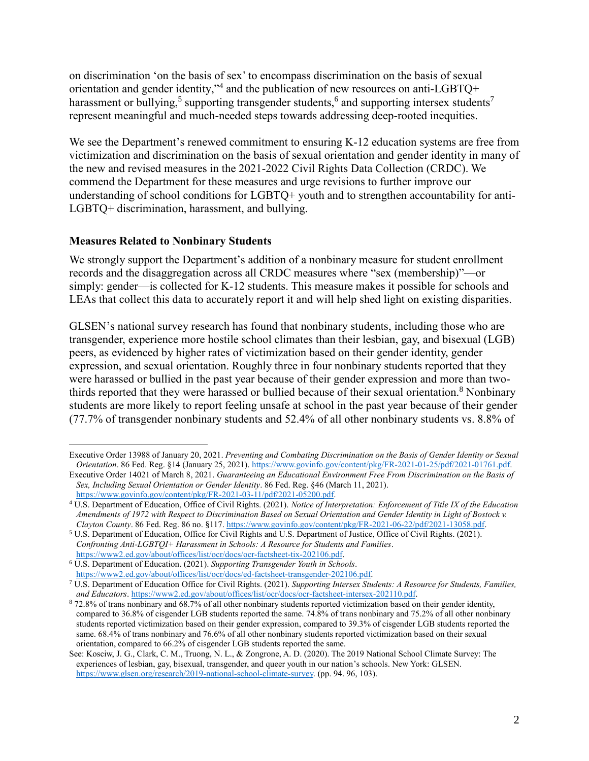on discrimination 'on the basis of sex' to encompass discrimination on the basis of sexual orientation and gender identity,"[4] and the publication of new resources on anti-LGBTQ+ harassment or bullying,[5] supporting transgender students,[6] and supporting intersex students[7] represent meaningful and much-needed steps towards addressing deep-rooted inequities.

We see the Department's renewed commitment to ensuring K-12 education systems are free from victimization and discrimination on the basis of sexual orientation and gender identity in many of the new and revised measures in the 2021-2022 Civil Rights Data Collection (CRDC). We commend the Department for these measures and urge revisions to further improve our understanding of school conditions for LGBTQ+ youth and to strengthen accountability for anti-LGBTQ+ discrimination, harassment, and bullying.

**Measures Related to Nonbinary Students**

We strongly support the Department's addition of a nonbinary measure for student enrollment records and the disaggregation across all CRDC measures where "sex (membership)"—or simply: gender—is collected for K-12 students. This measure makes it possible for schools and LEAs that collect this data to accurately report it and will help shed light on existing disparities.

GLSEN's national survey research has found that nonbinary students, including those who are transgender, experience more hostile school climates than their lesbian, gay, and bisexual (LGB) peers, as evidenced by higher rates of victimization based on their gender identity, gender expression, and sexual orientation. Roughly three in four nonbinary students reported that they were harassed or bullied in the past year because of their gender expression and more than two-thirds reported that they were harassed or bullied because of their sexual orientation.[8] Nonbinary students are more likely to report feeling unsafe at school in the past year because of their gender (77.7% of transgender nonbinary students and 52.4% of all other nonbinary students vs. 8.8% of

---

Executive Order 13988 of January 20, 2021. *Preventing and Combating Discrimination on the Basis of Gender Identity or Sexual Orientation*. 86 Fed. Reg. §14 (January 25, 2021). https://www.govinfo.gov/content/pkg/FR-2021-01-25/pdf/2021-01761.pdf.

Executive Order 14021 of March 8, 2021. *Guaranteeing an Educational Environment Free From Discrimination on the Basis of Sex, Including Sexual Orientation or Gender Identity*. 86 Fed. Reg. §46 (March 11, 2021). https://www.govinfo.gov/content/pkg/FR-2021-03-11/pdf/2021-05200.pdf.

[4] U.S. Department of Education, Office of Civil Rights. (2021). *Notice of Interpretation: Enforcement of Title IX of the Education Amendments of 1972 with Respect to Discrimination Based on Sexual Orientation and Gender Identity in Light of Bostock v. Clayton County*. 86 Fed. Reg. 86 no. §117. https://www.govinfo.gov/content/pkg/FR-2021-06-22/pdf/2021-13058.pdf.

[5] U.S. Department of Education, Office for Civil Rights and U.S. Department of Justice, Office of Civil Rights. (2021). *Confronting Anti-LGBTQI+ Harassment in Schools: A Resource for Students and Families*. https://www2.ed.gov/about/offices/list/ocr/docs/ocr-factsheet-tix-202106.pdf.

[6] U.S. Department of Education. (2021). *Supporting Transgender Youth in Schools*. https://www2.ed.gov/about/offices/list/ocr/docs/ed-factsheet-transgender-202106.pdf.

[7] U.S. Department of Education Office for Civil Rights. (2021). *Supporting Intersex Students: A Resource for Students, Families, and Educators*. https://www2.ed.gov/about/offices/list/ocr/docs/ocr-factsheet-intersex-202110.pdf.

[8] 72.8% of trans nonbinary and 68.7% of all other nonbinary students reported victimization based on their gender identity, compared to 36.8% of cisgender LGB students reported the same. 74.8% of trans nonbinary and 75.2% of all other nonbinary students reported victimization based on their gender expression, compared to 39.3% of cisgender LGB students reported the same. 68.4% of trans nonbinary and 76.6% of all other nonbinary students reported victimization based on their sexual orientation, compared to 66.2% of cisgender LGB students reported the same.

See: Kosciw, J. G., Clark, C. M., Truong, N. L., & Zongrone, A. D. (2020). The 2019 National School Climate Survey: The experiences of lesbian, gay, bisexual, transgender, and queer youth in our nation's schools. New York: GLSEN. https://www.glsen.org/research/2019-national-school-climate-survey. (pp. 94. 96, 103).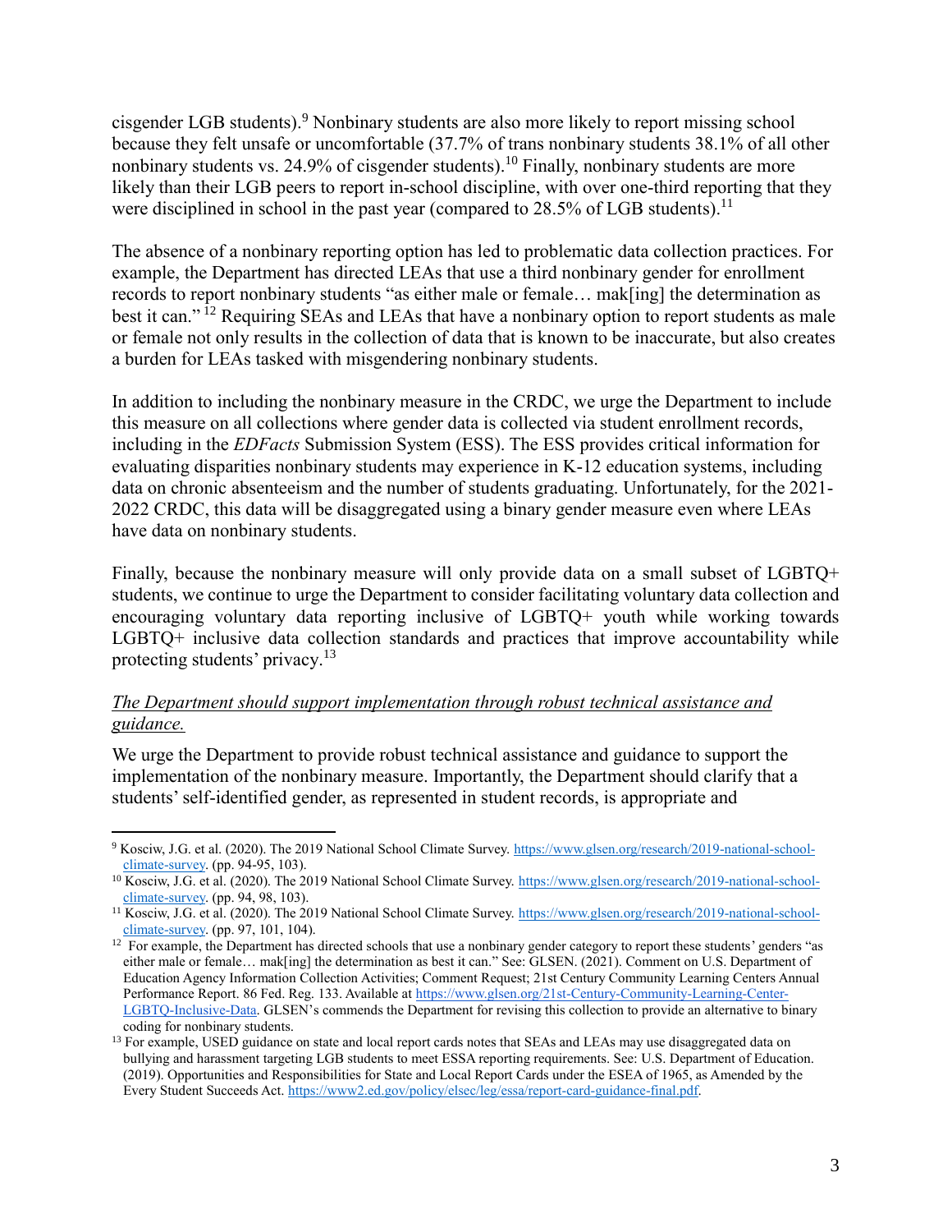cisgender LGB students).[9] Nonbinary students are also more likely to report missing school because they felt unsafe or uncomfortable (37.7% of trans nonbinary students 38.1% of all other nonbinary students vs. 24.9% of cisgender students).[10] Finally, nonbinary students are more likely than their LGB peers to report in-school discipline, with over one-third reporting that they were disciplined in school in the past year (compared to 28.5% of LGB students).[11]

The absence of a nonbinary reporting option has led to problematic data collection practices. For example, the Department has directed LEAs that use a third nonbinary gender for enrollment records to report nonbinary students "as either male or female… mak[ing] the determination as best it can." [12] Requiring SEAs and LEAs that have a nonbinary option to report students as male or female not only results in the collection of data that is known to be inaccurate, but also creates a burden for LEAs tasked with misgendering nonbinary students.

In addition to including the nonbinary measure in the CRDC, we urge the Department to include this measure on all collections where gender data is collected via student enrollment records, including in the *EDFacts* Submission System (ESS). The ESS provides critical information for evaluating disparities nonbinary students may experience in K-12 education systems, including data on chronic absenteeism and the number of students graduating. Unfortunately, for the 2021-2022 CRDC, this data will be disaggregated using a binary gender measure even where LEAs have data on nonbinary students.

Finally, because the nonbinary measure will only provide data on a small subset of LGBTQ+ students, we continue to urge the Department to consider facilitating voluntary data collection and encouraging voluntary data reporting inclusive of LGBTQ+ youth while working towards LGBTQ+ inclusive data collection standards and practices that improve accountability while protecting students' privacy.[13]

*The Department should support implementation through robust technical assistance and guidance.*

We urge the Department to provide robust technical assistance and guidance to support the implementation of the nonbinary measure. Importantly, the Department should clarify that a students' self-identified gender, as represented in student records, is appropriate and

---

[9] Kosciw, J.G. et al. (2020). The 2019 National School Climate Survey. https://www.glsen.org/research/2019-national-school-climate-survey. (pp. 94-95, 103).

[10] Kosciw, J.G. et al. (2020). The 2019 National School Climate Survey. https://www.glsen.org/research/2019-national-school-climate-survey. (pp. 94, 98, 103).

[11] Kosciw, J.G. et al. (2020). The 2019 National School Climate Survey. https://www.glsen.org/research/2019-national-school-climate-survey. (pp. 97, 101, 104).

[12] For example, the Department has directed schools that use a nonbinary gender category to report these students' genders "as either male or female… mak[ing] the determination as best it can." See: GLSEN. (2021). Comment on U.S. Department of Education Agency Information Collection Activities; Comment Request; 21st Century Community Learning Centers Annual Performance Report. 86 Fed. Reg. 133. Available at https://www.glsen.org/21st-Century-Community-Learning-Center-LGBTQ-Inclusive-Data. GLSEN's commends the Department for revising this collection to provide an alternative to binary coding for nonbinary students.

[13] For example, USED guidance on state and local report cards notes that SEAs and LEAs may use disaggregated data on bullying and harassment targeting LGB students to meet ESSA reporting requirements. See: U.S. Department of Education. (2019). Opportunities and Responsibilities for State and Local Report Cards under the ESEA of 1965, as Amended by the Every Student Succeeds Act. https://www2.ed.gov/policy/elsec/leg/essa/report-card-guidance-final.pdf.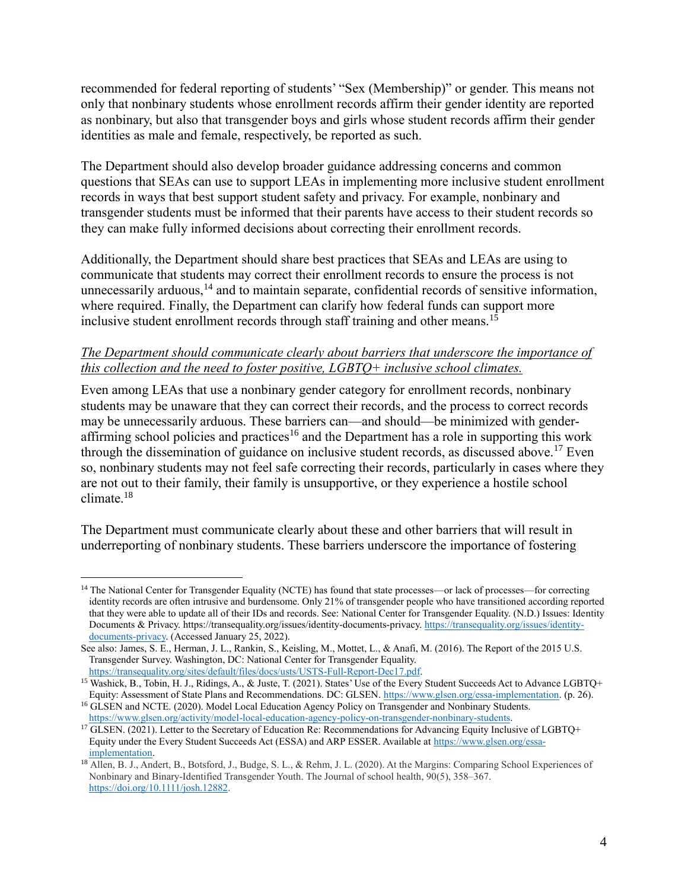recommended for federal reporting of students' "Sex (Membership)" or gender. This means not only that nonbinary students whose enrollment records affirm their gender identity are reported as nonbinary, but also that transgender boys and girls whose student records affirm their gender identities as male and female, respectively, be reported as such.

The Department should also develop broader guidance addressing concerns and common questions that SEAs can use to support LEAs in implementing more inclusive student enrollment records in ways that best support student safety and privacy. For example, nonbinary and transgender students must be informed that their parents have access to their student records so they can make fully informed decisions about correcting their enrollment records.

Additionally, the Department should share best practices that SEAs and LEAs are using to communicate that students may correct their enrollment records to ensure the process is not unnecessarily arduous,[14] and to maintain separate, confidential records of sensitive information, where required. Finally, the Department can clarify how federal funds can support more inclusive student enrollment records through staff training and other means.[15]

*The Department should communicate clearly about barriers that underscore the importance of this collection and the need to foster positive, LGBTQ+ inclusive school climates.*

Even among LEAs that use a nonbinary gender category for enrollment records, nonbinary students may be unaware that they can correct their records, and the process to correct records may be unnecessarily arduous. These barriers can—and should—be minimized with gender-affirming school policies and practices[16] and the Department has a role in supporting this work through the dissemination of guidance on inclusive student records, as discussed above.[17] Even so, nonbinary students may not feel safe correcting their records, particularly in cases where they are not out to their family, their family is unsupportive, or they experience a hostile school climate.[18]

The Department must communicate clearly about these and other barriers that will result in underreporting of nonbinary students. These barriers underscore the importance of fostering

---

[14] The National Center for Transgender Equality (NCTE) has found that state processes—or lack of processes—for correcting identity records are often intrusive and burdensome. Only 21% of transgender people who have transitioned according reported that they were able to update all of their IDs and records. See: National Center for Transgender Equality. (N.D.) Issues: Identity Documents & Privacy. https://transequality.org/issues/identity-documents-privacy. https://transequality.org/issues/identity-documents-privacy. (Accessed January 25, 2022).

See also: James, S. E., Herman, J. L., Rankin, S., Keisling, M., Mottet, L., & Anafi, M. (2016). The Report of the 2015 U.S. Transgender Survey. Washington, DC: National Center for Transgender Equality. https://transequality.org/sites/default/files/docs/usts/USTS-Full-Report-Dec17.pdf.

[15] Washick, B., Tobin, H. J., Ridings, A., & Juste, T. (2021). States' Use of the Every Student Succeeds Act to Advance LGBTQ+ Equity: Assessment of State Plans and Recommendations. DC: GLSEN. https://www.glsen.org/essa-implementation. (p. 26).

[16] GLSEN and NCTE. (2020). Model Local Education Agency Policy on Transgender and Nonbinary Students. https://www.glsen.org/activity/model-local-education-agency-policy-on-transgender-nonbinary-students.

[17] GLSEN. (2021). Letter to the Secretary of Education Re: Recommendations for Advancing Equity Inclusive of LGBTQ+ Equity under the Every Student Succeeds Act (ESSA) and ARP ESSER. Available at https://www.glsen.org/essa-implementation.

[18] Allen, B. J., Andert, B., Botsford, J., Budge, S. L., & Rehm, J. L. (2020). At the Margins: Comparing School Experiences of Nonbinary and Binary-Identified Transgender Youth. The Journal of school health, 90(5), 358–367. https://doi.org/10.1111/josh.12882.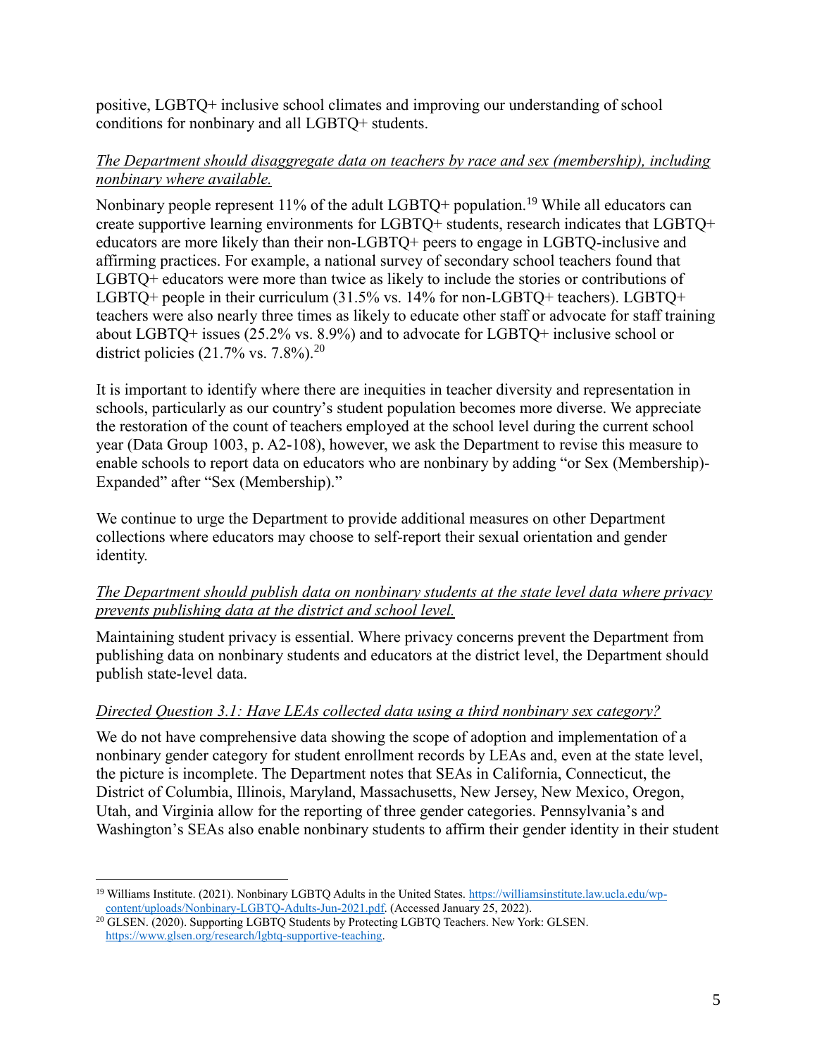positive, LGBTQ+ inclusive school climates and improving our understanding of school conditions for nonbinary and all LGBTQ+ students.

*The Department should disaggregate data on teachers by race and sex (membership), including nonbinary where available.*

Nonbinary people represent 11% of the adult LGBTQ+ population.[19] While all educators can create supportive learning environments for LGBTQ+ students, research indicates that LGBTQ+ educators are more likely than their non-LGBTQ+ peers to engage in LGBTQ-inclusive and affirming practices. For example, a national survey of secondary school teachers found that LGBTQ+ educators were more than twice as likely to include the stories or contributions of LGBTQ+ people in their curriculum (31.5% vs. 14% for non-LGBTQ+ teachers). LGBTQ+ teachers were also nearly three times as likely to educate other staff or advocate for staff training about LGBTQ+ issues (25.2% vs. 8.9%) and to advocate for LGBTQ+ inclusive school or district policies (21.7% vs. 7.8%).[20]

It is important to identify where there are inequities in teacher diversity and representation in schools, particularly as our country's student population becomes more diverse. We appreciate the restoration of the count of teachers employed at the school level during the current school year (Data Group 1003, p. A2-108), however, we ask the Department to revise this measure to enable schools to report data on educators who are nonbinary by adding "or Sex (Membership)-Expanded" after "Sex (Membership)."

We continue to urge the Department to provide additional measures on other Department collections where educators may choose to self-report their sexual orientation and gender identity.

*The Department should publish data on nonbinary students at the state level data where privacy prevents publishing data at the district and school level.*

Maintaining student privacy is essential. Where privacy concerns prevent the Department from publishing data on nonbinary students and educators at the district level, the Department should publish state-level data.

*Directed Question 3.1: Have LEAs collected data using a third nonbinary sex category?*

We do not have comprehensive data showing the scope of adoption and implementation of a nonbinary gender category for student enrollment records by LEAs and, even at the state level, the picture is incomplete. The Department notes that SEAs in California, Connecticut, the District of Columbia, Illinois, Maryland, Massachusetts, New Jersey, New Mexico, Oregon, Utah, and Virginia allow for the reporting of three gender categories. Pennsylvania's and Washington's SEAs also enable nonbinary students to affirm their gender identity in their student

---

[19] Williams Institute. (2021). Nonbinary LGBTQ Adults in the United States. https://williamsinstitute.law.ucla.edu/wp-content/uploads/Nonbinary-LGBTQ-Adults-Jun-2021.pdf. (Accessed January 25, 2022).

[20] GLSEN. (2020). Supporting LGBTQ Students by Protecting LGBTQ Teachers. New York: GLSEN. https://www.glsen.org/research/lgbtq-supportive-teaching.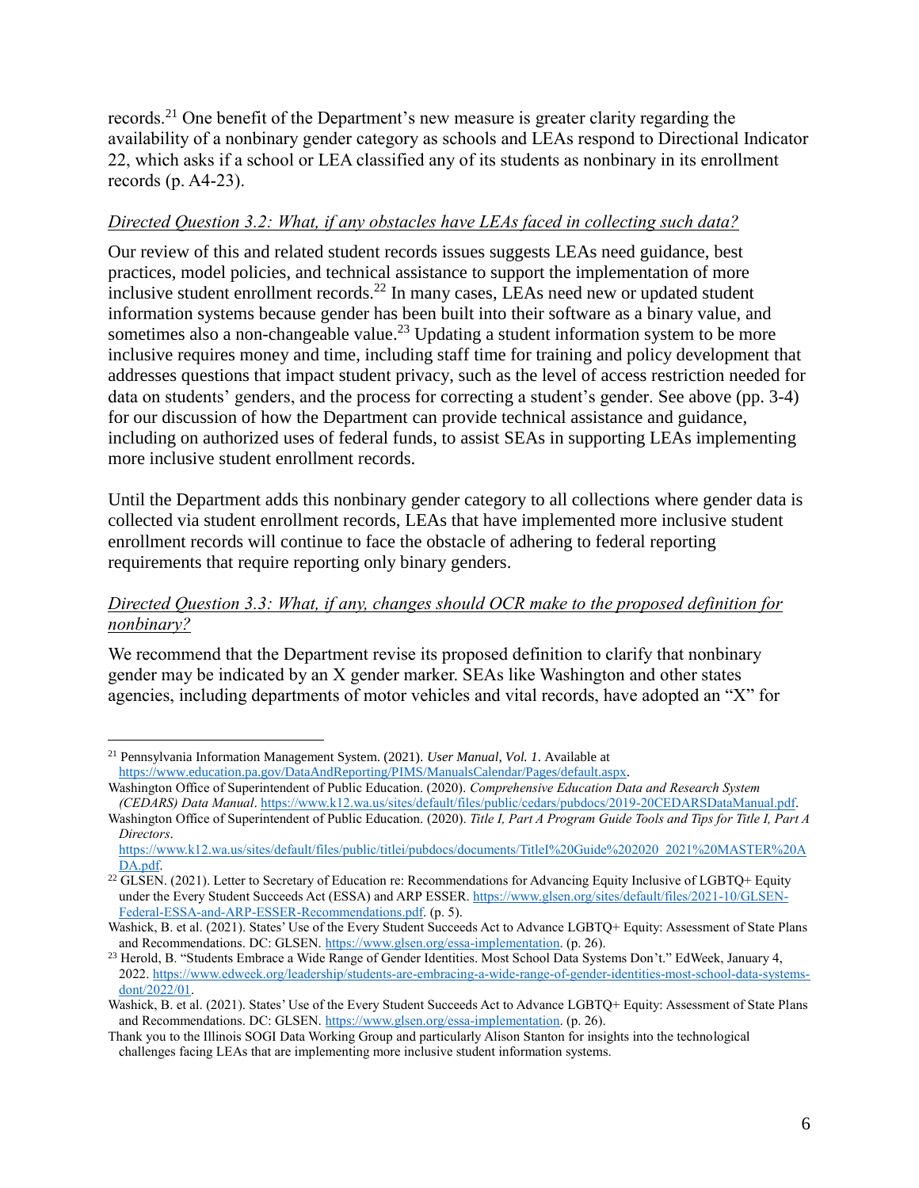records.[21] One benefit of the Department's new measure is greater clarity regarding the availability of a nonbinary gender category as schools and LEAs respond to Directional Indicator 22, which asks if a school or LEA classified any of its students as nonbinary in its enrollment records (p. A4-23).

*Directed Question 3.2: What, if any obstacles have LEAs faced in collecting such data?*

Our review of this and related student records issues suggests LEAs need guidance, best practices, model policies, and technical assistance to support the implementation of more inclusive student enrollment records.[22] In many cases, LEAs need new or updated student information systems because gender has been built into their software as a binary value, and sometimes also a non-changeable value.[23] Updating a student information system to be more inclusive requires money and time, including staff time for training and policy development that addresses questions that impact student privacy, such as the level of access restriction needed for data on students' genders, and the process for correcting a student's gender. See above (pp. 3-4) for our discussion of how the Department can provide technical assistance and guidance, including on authorized uses of federal funds, to assist SEAs in supporting LEAs implementing more inclusive student enrollment records.

Until the Department adds this nonbinary gender category to all collections where gender data is collected via student enrollment records, LEAs that have implemented more inclusive student enrollment records will continue to face the obstacle of adhering to federal reporting requirements that require reporting only binary genders.

*Directed Question 3.3: What, if any, changes should OCR make to the proposed definition for nonbinary?*

We recommend that the Department revise its proposed definition to clarify that nonbinary gender may be indicated by an X gender marker. SEAs like Washington and other states agencies, including departments of motor vehicles and vital records, have adopted an "X" for

---

[21] Pennsylvania Information Management System. (2021). *User Manual, Vol. 1*. Available at https://www.education.pa.gov/DataAndReporting/PIMS/ManualsCalendar/Pages/default.aspx.
Washington Office of Superintendent of Public Education. (2020). *Comprehensive Education Data and Research System (CEDARS) Data Manual*. https://www.k12.wa.us/sites/default/files/public/cedars/pubdocs/2019-20CEDARSDataManual.pdf.
Washington Office of Superintendent of Public Education. (2020). *Title I, Part A Program Guide Tools and Tips for Title I, Part A Directors*. https://www.k12.wa.us/sites/default/files/public/titlei/pubdocs/documents/TitleI%20Guide%202020_2021%20MASTER%20ADA.pdf.

[22] GLSEN. (2021). Letter to Secretary of Education re: Recommendations for Advancing Equity Inclusive of LGBTQ+ Equity under the Every Student Succeeds Act (ESSA) and ARP ESSER. https://www.glsen.org/sites/default/files/2021-10/GLSEN-Federal-ESSA-and-ARP-ESSER-Recommendations.pdf. (p. 5).
Washick, B. et al. (2021). States' Use of the Every Student Succeeds Act to Advance LGBTQ+ Equity: Assessment of State Plans and Recommendations. DC: GLSEN. https://www.glsen.org/essa-implementation. (p. 26).

[23] Herold, B. "Students Embrace a Wide Range of Gender Identities. Most School Data Systems Don't." EdWeek, January 4, 2022. https://www.edweek.org/leadership/students-are-embracing-a-wide-range-of-gender-identities-most-school-data-systems-dont/2022/01.
Washick, B. et al. (2021). States' Use of the Every Student Succeeds Act to Advance LGBTQ+ Equity: Assessment of State Plans and Recommendations. DC: GLSEN. https://www.glsen.org/essa-implementation. (p. 26).
Thank you to the Illinois SOGI Data Working Group and particularly Alison Stanton for insights into the technological challenges facing LEAs that are implementing more inclusive student information systems.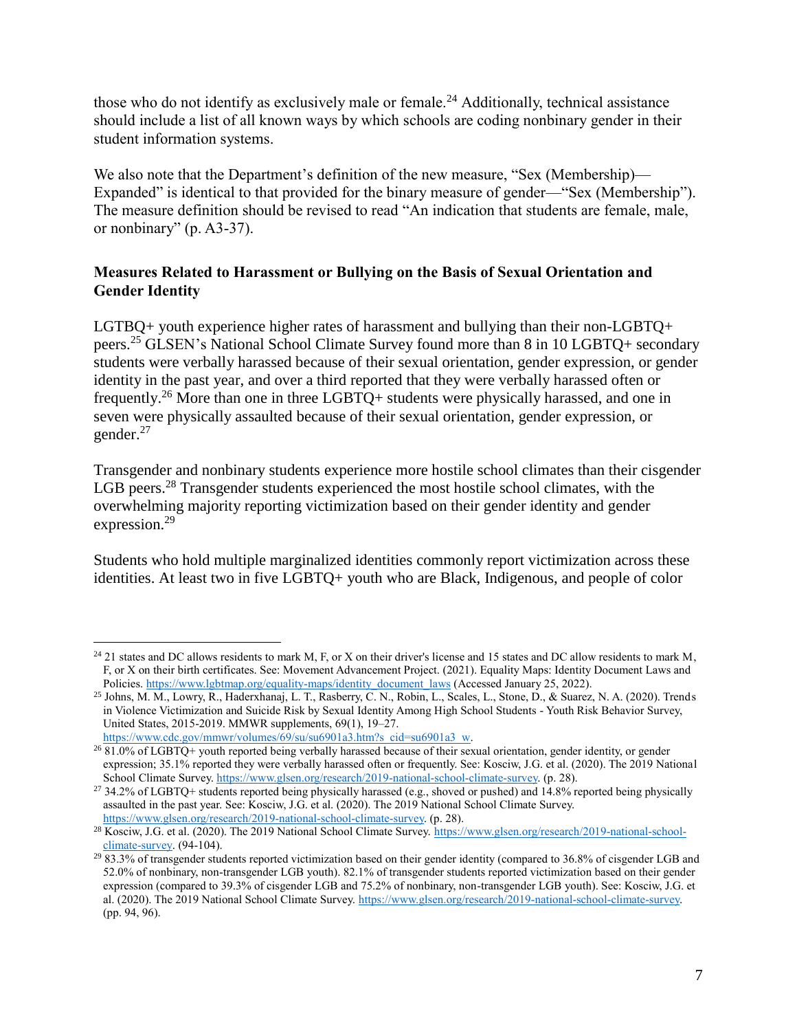those who do not identify as exclusively male or female.[24] Additionally, technical assistance should include a list of all known ways by which schools are coding nonbinary gender in their student information systems.

We also note that the Department's definition of the new measure, "Sex (Membership)—Expanded" is identical to that provided for the binary measure of gender—"Sex (Membership"). The measure definition should be revised to read "An indication that students are female, male, or nonbinary" (p. A3-37).

**Measures Related to Harassment or Bullying on the Basis of Sexual Orientation and Gender Identity**

LGTBQ+ youth experience higher rates of harassment and bullying than their non-LGBTQ+ peers.[25] GLSEN's National School Climate Survey found more than 8 in 10 LGBTQ+ secondary students were verbally harassed because of their sexual orientation, gender expression, or gender identity in the past year, and over a third reported that they were verbally harassed often or frequently.[26] More than one in three LGBTQ+ students were physically harassed, and one in seven were physically assaulted because of their sexual orientation, gender expression, or gender.[27]

Transgender and nonbinary students experience more hostile school climates than their cisgender LGB peers.[28] Transgender students experienced the most hostile school climates, with the overwhelming majority reporting victimization based on their gender identity and gender expression.[29]

Students who hold multiple marginalized identities commonly report victimization across these identities. At least two in five LGBTQ+ youth who are Black, Indigenous, and people of color

---

[24] 21 states and DC allows residents to mark M, F, or X on their driver's license and 15 states and DC allow residents to mark M, F, or X on their birth certificates. See: Movement Advancement Project. (2021). Equality Maps: Identity Document Laws and Policies. https://www.lgbtmap.org/equality-maps/identity_document_laws (Accessed January 25, 2022).

[25] Johns, M. M., Lowry, R., Haderxhanaj, L. T., Rasberry, C. N., Robin, L., Scales, L., Stone, D., & Suarez, N. A. (2020). Trends in Violence Victimization and Suicide Risk by Sexual Identity Among High School Students - Youth Risk Behavior Survey, United States, 2015-2019. MMWR supplements, 69(1), 19–27. https://www.cdc.gov/mmwr/volumes/69/su/su6901a3.htm?s_cid=su6901a3_w.

[26] 81.0% of LGBTQ+ youth reported being verbally harassed because of their sexual orientation, gender identity, or gender expression; 35.1% reported they were verbally harassed often or frequently. See: Kosciw, J.G. et al. (2020). The 2019 National School Climate Survey. https://www.glsen.org/research/2019-national-school-climate-survey. (p. 28).

[27] 34.2% of LGBTQ+ students reported being physically harassed (e.g., shoved or pushed) and 14.8% reported being physically assaulted in the past year. See: Kosciw, J.G. et al. (2020). The 2019 National School Climate Survey. https://www.glsen.org/research/2019-national-school-climate-survey. (p. 28).

[28] Kosciw, J.G. et al. (2020). The 2019 National School Climate Survey. https://www.glsen.org/research/2019-national-school-climate-survey. (94-104).

[29] 83.3% of transgender students reported victimization based on their gender identity (compared to 36.8% of cisgender LGB and 52.0% of nonbinary, non-transgender LGB youth). 82.1% of transgender students reported victimization based on their gender expression (compared to 39.3% of cisgender LGB and 75.2% of nonbinary, non-transgender LGB youth). See: Kosciw, J.G. et al. (2020). The 2019 National School Climate Survey. https://www.glsen.org/research/2019-national-school-climate-survey. (pp. 94, 96).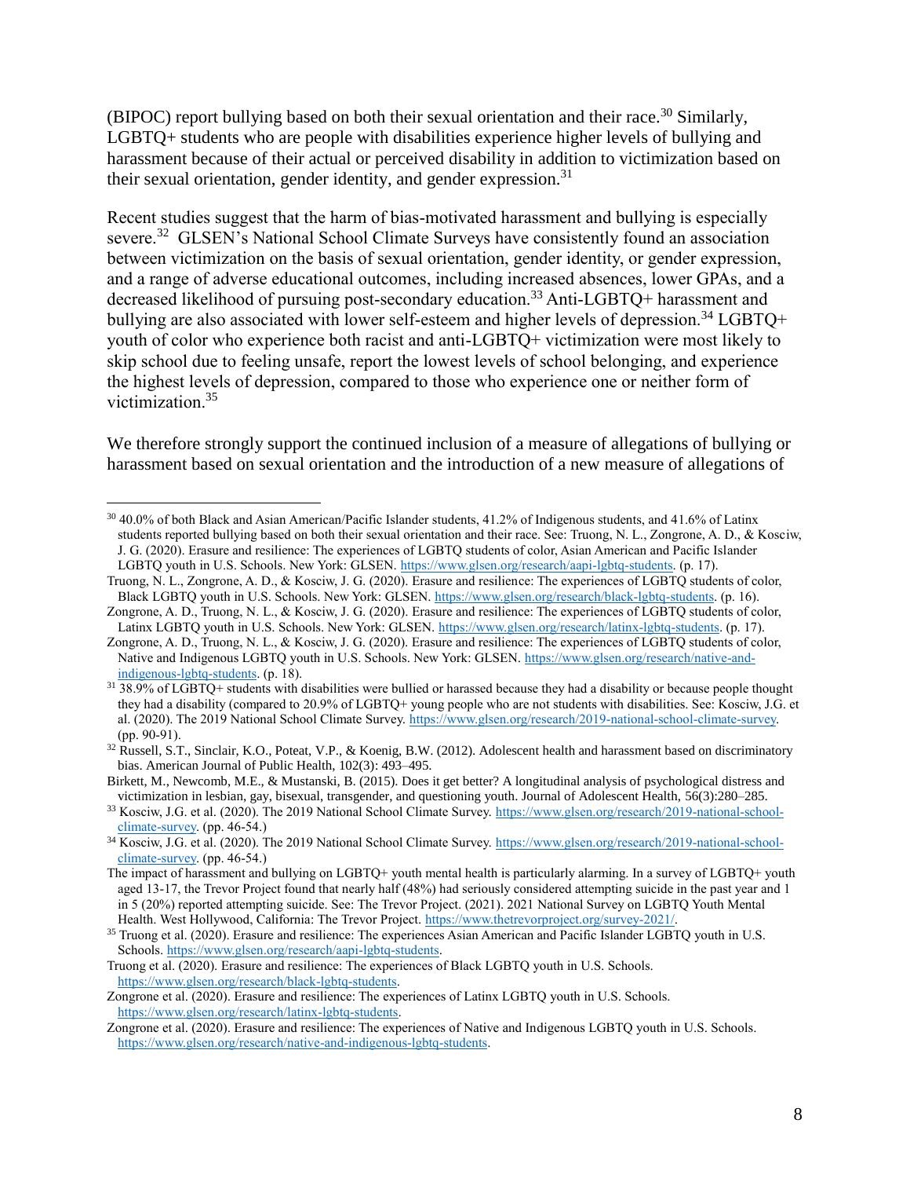(BIPOC) report bullying based on both their sexual orientation and their race.[30] Similarly, LGBTQ+ students who are people with disabilities experience higher levels of bullying and harassment because of their actual or perceived disability in addition to victimization based on their sexual orientation, gender identity, and gender expression.[31]

Recent studies suggest that the harm of bias-motivated harassment and bullying is especially severe.[32] GLSEN's National School Climate Surveys have consistently found an association between victimization on the basis of sexual orientation, gender identity, or gender expression, and a range of adverse educational outcomes, including increased absences, lower GPAs, and a decreased likelihood of pursuing post-secondary education.[33] Anti-LGBTQ+ harassment and bullying are also associated with lower self-esteem and higher levels of depression.[34] LGBTQ+ youth of color who experience both racist and anti-LGBTQ+ victimization were most likely to skip school due to feeling unsafe, report the lowest levels of school belonging, and experience the highest levels of depression, compared to those who experience one or neither form of victimization.[35]

We therefore strongly support the continued inclusion of a measure of allegations of bullying or harassment based on sexual orientation and the introduction of a new measure of allegations of

---

[30] 40.0% of both Black and Asian American/Pacific Islander students, 41.2% of Indigenous students, and 41.6% of Latinx students reported bullying based on both their sexual orientation and their race. See: Truong, N. L., Zongrone, A. D., & Kosciw, J. G. (2020). Erasure and resilience: The experiences of LGBTQ students of color, Asian American and Pacific Islander LGBTQ youth in U.S. Schools. New York: GLSEN. https://www.glsen.org/research/aapi-lgbtq-students. (p. 17).
Truong, N. L., Zongrone, A. D., & Kosciw, J. G. (2020). Erasure and resilience: The experiences of LGBTQ students of color, Black LGBTQ youth in U.S. Schools. New York: GLSEN. https://www.glsen.org/research/black-lgbtq-students. (p. 16).
Zongrone, A. D., Truong, N. L., & Kosciw, J. G. (2020). Erasure and resilience: The experiences of LGBTQ students of color, Latinx LGBTQ youth in U.S. Schools. New York: GLSEN. https://www.glsen.org/research/latinx-lgbtq-students. (p. 17).
Zongrone, A. D., Truong, N. L., & Kosciw, J. G. (2020). Erasure and resilience: The experiences of LGBTQ students of color, Native and Indigenous LGBTQ youth in U.S. Schools. New York: GLSEN. https://www.glsen.org/research/native-and-indigenous-lgbtq-students. (p. 18).

[31] 38.9% of LGBTQ+ students with disabilities were bullied or harassed because they had a disability or because people thought they had a disability (compared to 20.9% of LGBTQ+ young people who are not students with disabilities. See: Kosciw, J.G. et al. (2020). The 2019 National School Climate Survey. https://www.glsen.org/research/2019-national-school-climate-survey. (pp. 90-91).

[32] Russell, S.T., Sinclair, K.O., Poteat, V.P., & Koenig, B.W. (2012). Adolescent health and harassment based on discriminatory bias. American Journal of Public Health, 102(3): 493–495.
Birkett, M., Newcomb, M.E., & Mustanski, B. (2015). Does it get better? A longitudinal analysis of psychological distress and victimization in lesbian, gay, bisexual, transgender, and questioning youth. Journal of Adolescent Health, 56(3):280–285.

[33] Kosciw, J.G. et al. (2020). The 2019 National School Climate Survey. https://www.glsen.org/research/2019-national-school-climate-survey. (pp. 46-54.)

[34] Kosciw, J.G. et al. (2020). The 2019 National School Climate Survey. https://www.glsen.org/research/2019-national-school-climate-survey. (pp. 46-54.)
The impact of harassment and bullying on LGBTQ+ youth mental health is particularly alarming. In a survey of LGBTQ+ youth aged 13-17, the Trevor Project found that nearly half (48%) had seriously considered attempting suicide in the past year and 1 in 5 (20%) reported attempting suicide. See: The Trevor Project. (2021). 2021 National Survey on LGBTQ Youth Mental Health. West Hollywood, California: The Trevor Project. https://www.thetrevorproject.org/survey-2021/.

[35] Truong et al. (2020). Erasure and resilience: The experiences Asian American and Pacific Islander LGBTQ youth in U.S. Schools. https://www.glsen.org/research/aapi-lgbtq-students.
Truong et al. (2020). Erasure and resilience: The experiences of Black LGBTQ youth in U.S. Schools. https://www.glsen.org/research/black-lgbtq-students.
Zongrone et al. (2020). Erasure and resilience: The experiences of Latinx LGBTQ youth in U.S. Schools. https://www.glsen.org/research/latinx-lgbtq-students.
Zongrone et al. (2020). Erasure and resilience: The experiences of Native and Indigenous LGBTQ youth in U.S. Schools. https://www.glsen.org/research/native-and-indigenous-lgbtq-students.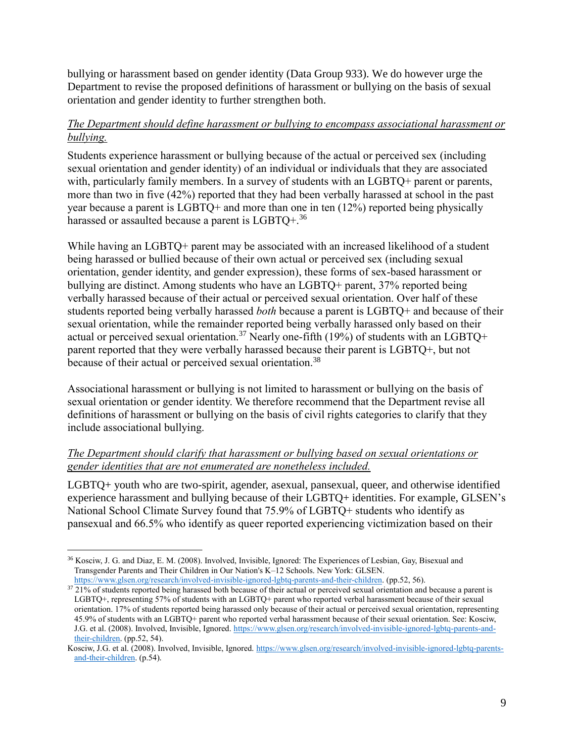bullying or harassment based on gender identity (Data Group 933). We do however urge the Department to revise the proposed definitions of harassment or bullying on the basis of sexual orientation and gender identity to further strengthen both.

*The Department should define harassment or bullying to encompass associational harassment or bullying.*

Students experience harassment or bullying because of the actual or perceived sex (including sexual orientation and gender identity) of an individual or individuals that they are associated with, particularly family members. In a survey of students with an LGBTQ+ parent or parents, more than two in five (42%) reported that they had been verbally harassed at school in the past year because a parent is LGBTQ+ and more than one in ten (12%) reported being physically harassed or assaulted because a parent is LGBTQ+.[36]

While having an LGBTQ+ parent may be associated with an increased likelihood of a student being harassed or bullied because of their own actual or perceived sex (including sexual orientation, gender identity, and gender expression), these forms of sex-based harassment or bullying are distinct. Among students who have an LGBTQ+ parent, 37% reported being verbally harassed because of their actual or perceived sexual orientation. Over half of these students reported being verbally harassed *both* because a parent is LGBTQ+ and because of their sexual orientation, while the remainder reported being verbally harassed only based on their actual or perceived sexual orientation.[37] Nearly one-fifth (19%) of students with an LGBTQ+ parent reported that they were verbally harassed because their parent is LGBTQ+, but not because of their actual or perceived sexual orientation.[38]

Associational harassment or bullying is not limited to harassment or bullying on the basis of sexual orientation or gender identity. We therefore recommend that the Department revise all definitions of harassment or bullying on the basis of civil rights categories to clarify that they include associational bullying.

*The Department should clarify that harassment or bullying based on sexual orientations or gender identities that are not enumerated are nonetheless included.*

LGBTQ+ youth who are two-spirit, agender, asexual, pansexual, queer, and otherwise identified experience harassment and bullying because of their LGBTQ+ identities. For example, GLSEN's National School Climate Survey found that 75.9% of LGBTQ+ students who identify as pansexual and 66.5% who identify as queer reported experiencing victimization based on their

---

[36] Kosciw, J. G. and Diaz, E. M. (2008). Involved, Invisible, Ignored: The Experiences of Lesbian, Gay, Bisexual and Transgender Parents and Their Children in Our Nation's K–12 Schools. New York: GLSEN. https://www.glsen.org/research/involved-invisible-ignored-lgbtq-parents-and-their-children. (pp.52, 56).

[37] 21% of students reported being harassed both because of their actual or perceived sexual orientation and because a parent is LGBTQ+, representing 57% of students with an LGBTQ+ parent who reported verbal harassment because of their sexual orientation. 17% of students reported being harassed only because of their actual or perceived sexual orientation, representing 45.9% of students with an LGBTQ+ parent who reported verbal harassment because of their sexual orientation. See: Kosciw, J.G. et al. (2008). Involved, Invisible, Ignored. https://www.glsen.org/research/involved-invisible-ignored-lgbtq-parents-and-their-children. (pp.52, 54).

Kosciw, J.G. et al. (2008). Involved, Invisible, Ignored. https://www.glsen.org/research/involved-invisible-ignored-lgbtq-parents-and-their-children. (p.54).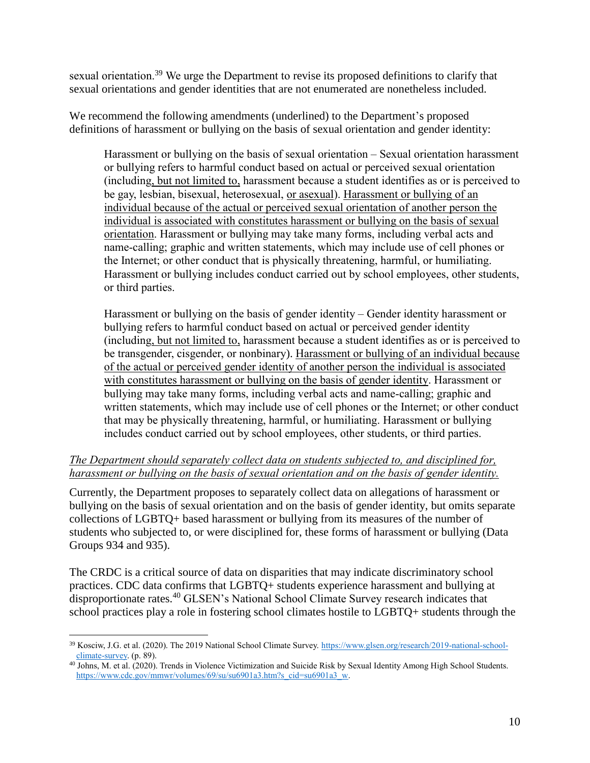sexual orientation.[39] We urge the Department to revise its proposed definitions to clarify that sexual orientations and gender identities that are not enumerated are nonetheless included.

We recommend the following amendments (underlined) to the Department's proposed definitions of harassment or bullying on the basis of sexual orientation and gender identity:

> Harassment or bullying on the basis of sexual orientation – Sexual orientation harassment or bullying refers to harmful conduct based on actual or perceived sexual orientation (including<u>, but not limited to,</u> harassment because a student identifies as or is perceived to be gay, lesbian, bisexual, heterosexual, <u>or asexual</u>). <u>Harassment or bullying of an individual because of the actual or perceived sexual orientation of another person the individual is associated with constitutes harassment or bullying on the basis of sexual orientation</u>. Harassment or bullying may take many forms, including verbal acts and name-calling; graphic and written statements, which may include use of cell phones or the Internet; or other conduct that is physically threatening, harmful, or humiliating. Harassment or bullying includes conduct carried out by school employees, other students, or third parties.
>
> Harassment or bullying on the basis of gender identity – Gender identity harassment or bullying refers to harmful conduct based on actual or perceived gender identity (including<u>, but not limited to,</u> harassment because a student identifies as or is perceived to be transgender, cisgender, or nonbinary). <u>Harassment or bullying of an individual because of the actual or perceived gender identity of another person the individual is associated with constitutes harassment or bullying on the basis of gender identity</u>. Harassment or bullying may take many forms, including verbal acts and name-calling; graphic and written statements, which may include use of cell phones or the Internet; or other conduct that may be physically threatening, harmful, or humiliating. Harassment or bullying includes conduct carried out by school employees, other students, or third parties.

<u>*The Department should separately collect data on students subjected to, and disciplined for, harassment or bullying on the basis of sexual orientation and on the basis of gender identity.*</u>

Currently, the Department proposes to separately collect data on allegations of harassment or bullying on the basis of sexual orientation and on the basis of gender identity, but omits separate collections of LGBTQ+ based harassment or bullying from its measures of the number of students who subjected to, or were disciplined for, these forms of harassment or bullying (Data Groups 934 and 935).

The CRDC is a critical source of data on disparities that may indicate discriminatory school practices. CDC data confirms that LGBTQ+ students experience harassment and bullying at disproportionate rates.[40] GLSEN's National School Climate Survey research indicates that school practices play a role in fostering school climates hostile to LGBTQ+ students through the

---

[39] Kosciw, J.G. et al. (2020). The 2019 National School Climate Survey. https://www.glsen.org/research/2019-national-school-climate-survey. (p. 89).

[40] Johns, M. et al. (2020). Trends in Violence Victimization and Suicide Risk by Sexual Identity Among High School Students. https://www.cdc.gov/mmwr/volumes/69/su/su6901a3.htm?s_cid=su6901a3_w.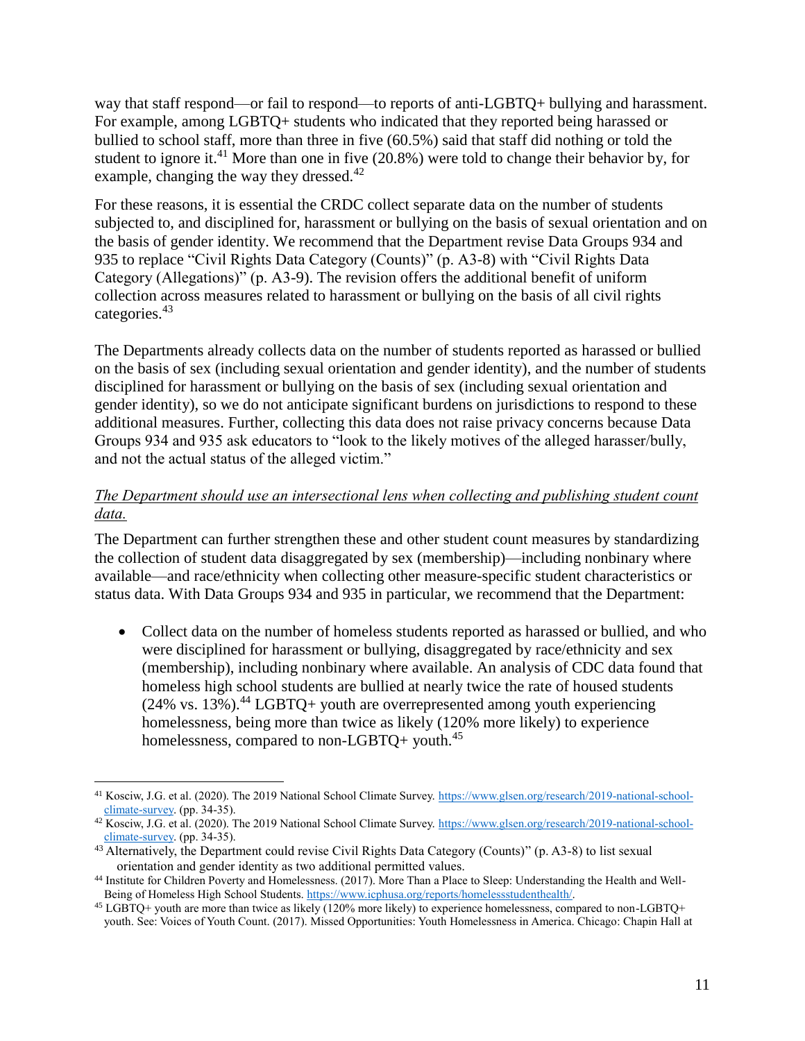way that staff respond—or fail to respond—to reports of anti-LGBTQ+ bullying and harassment. For example, among LGBTQ+ students who indicated that they reported being harassed or bullied to school staff, more than three in five (60.5%) said that staff did nothing or told the student to ignore it.[41] More than one in five (20.8%) were told to change their behavior by, for example, changing the way they dressed.[42]

For these reasons, it is essential the CRDC collect separate data on the number of students subjected to, and disciplined for, harassment or bullying on the basis of sexual orientation and on the basis of gender identity. We recommend that the Department revise Data Groups 934 and 935 to replace "Civil Rights Data Category (Counts)" (p. A3-8) with "Civil Rights Data Category (Allegations)" (p. A3-9). The revision offers the additional benefit of uniform collection across measures related to harassment or bullying on the basis of all civil rights categories.[43]

The Departments already collects data on the number of students reported as harassed or bullied on the basis of sex (including sexual orientation and gender identity), and the number of students disciplined for harassment or bullying on the basis of sex (including sexual orientation and gender identity), so we do not anticipate significant burdens on jurisdictions to respond to these additional measures. Further, collecting this data does not raise privacy concerns because Data Groups 934 and 935 ask educators to "look to the likely motives of the alleged harasser/bully, and not the actual status of the alleged victim."

*The Department should use an intersectional lens when collecting and publishing student count data.*

The Department can further strengthen these and other student count measures by standardizing the collection of student data disaggregated by sex (membership)—including nonbinary where available—and race/ethnicity when collecting other measure-specific student characteristics or status data. With Data Groups 934 and 935 in particular, we recommend that the Department:

- Collect data on the number of homeless students reported as harassed or bullied, and who were disciplined for harassment or bullying, disaggregated by race/ethnicity and sex (membership), including nonbinary where available. An analysis of CDC data found that homeless high school students are bullied at nearly twice the rate of housed students (24% vs. 13%).[44] LGBTQ+ youth are overrepresented among youth experiencing homelessness, being more than twice as likely (120% more likely) to experience homelessness, compared to non-LGBTQ+ youth.[45]

---

[41] Kosciw, J.G. et al. (2020). The 2019 National School Climate Survey. https://www.glsen.org/research/2019-national-school-climate-survey. (pp. 34-35).

[42] Kosciw, J.G. et al. (2020). The 2019 National School Climate Survey. https://www.glsen.org/research/2019-national-school-climate-survey. (pp. 34-35).

[43] Alternatively, the Department could revise Civil Rights Data Category (Counts)" (p. A3-8) to list sexual orientation and gender identity as two additional permitted values.

[44] Institute for Children Poverty and Homelessness. (2017). More Than a Place to Sleep: Understanding the Health and Well-Being of Homeless High School Students. https://www.icphusa.org/reports/homelessstudenthealth/.

[45] LGBTQ+ youth are more than twice as likely (120% more likely) to experience homelessness, compared to non-LGBTQ+ youth. See: Voices of Youth Count. (2017). Missed Opportunities: Youth Homelessness in America. Chicago: Chapin Hall at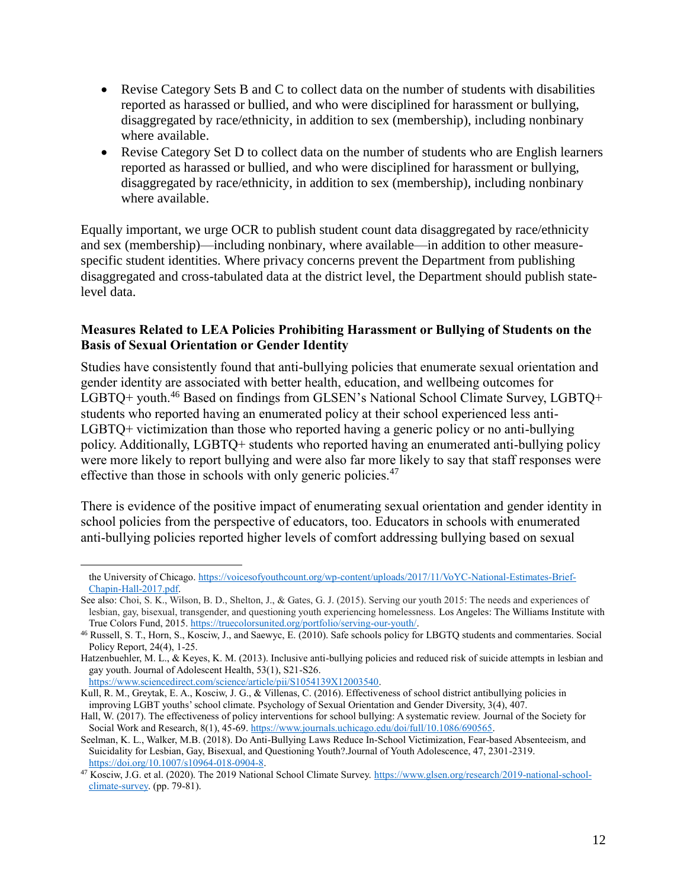- Revise Category Sets B and C to collect data on the number of students with disabilities reported as harassed or bullied, and who were disciplined for harassment or bullying, disaggregated by race/ethnicity, in addition to sex (membership), including nonbinary where available.
- Revise Category Set D to collect data on the number of students who are English learners reported as harassed or bullied, and who were disciplined for harassment or bullying, disaggregated by race/ethnicity, in addition to sex (membership), including nonbinary where available.

Equally important, we urge OCR to publish student count data disaggregated by race/ethnicity and sex (membership)—including nonbinary, where available—in addition to other measure-specific student identities. Where privacy concerns prevent the Department from publishing disaggregated and cross-tabulated data at the district level, the Department should publish state-level data.

**Measures Related to LEA Policies Prohibiting Harassment or Bullying of Students on the Basis of Sexual Orientation or Gender Identity**

Studies have consistently found that anti-bullying policies that enumerate sexual orientation and gender identity are associated with better health, education, and wellbeing outcomes for LGBTQ+ youth.[46] Based on findings from GLSEN's National School Climate Survey, LGBTQ+ students who reported having an enumerated policy at their school experienced less anti-LGBTQ+ victimization than those who reported having a generic policy or no anti-bullying policy. Additionally, LGBTQ+ students who reported having an enumerated anti-bullying policy were more likely to report bullying and were also far more likely to say that staff responses were effective than those in schools with only generic policies.[47]

There is evidence of the positive impact of enumerating sexual orientation and gender identity in school policies from the perspective of educators, too. Educators in schools with enumerated anti-bullying policies reported higher levels of comfort addressing bullying based on sexual

---

the University of Chicago. https://voicesofyouthcount.org/wp-content/uploads/2017/11/VoYC-National-Estimates-Brief-Chapin-Hall-2017.pdf.

See also: Choi, S. K., Wilson, B. D., Shelton, J., & Gates, G. J. (2015). Serving our youth 2015: The needs and experiences of lesbian, gay, bisexual, transgender, and questioning youth experiencing homelessness. Los Angeles: The Williams Institute with True Colors Fund, 2015. https://truecolorsunited.org/portfolio/serving-our-youth/.

[46] Russell, S. T., Horn, S., Kosciw, J., and Saewyc, E. (2010). Safe schools policy for LBGTQ students and commentaries. Social Policy Report, 24(4), 1-25.

Hatzenbuehler, M. L., & Keyes, K. M. (2013). Inclusive anti-bullying policies and reduced risk of suicide attempts in lesbian and gay youth. Journal of Adolescent Health, 53(1), S21-S26. https://www.sciencedirect.com/science/article/pii/S1054139X12003540.

Kull, R. M., Greytak, E. A., Kosciw, J. G., & Villenas, C. (2016). Effectiveness of school district antibullying policies in improving LGBT youths' school climate. Psychology of Sexual Orientation and Gender Diversity, 3(4), 407.

Hall, W. (2017). The effectiveness of policy interventions for school bullying: A systematic review. Journal of the Society for Social Work and Research, 8(1), 45-69. https://www.journals.uchicago.edu/doi/full/10.1086/690565.

Seelman, K. L., Walker, M.B. (2018). Do Anti-Bullying Laws Reduce In-School Victimization, Fear-based Absenteeism, and Suicidality for Lesbian, Gay, Bisexual, and Questioning Youth?.Journal of Youth Adolescence, 47, 2301-2319. https://doi.org/10.1007/s10964-018-0904-8.

[47] Kosciw, J.G. et al. (2020). The 2019 National School Climate Survey. https://www.glsen.org/research/2019-national-school-climate-survey. (pp. 79-81).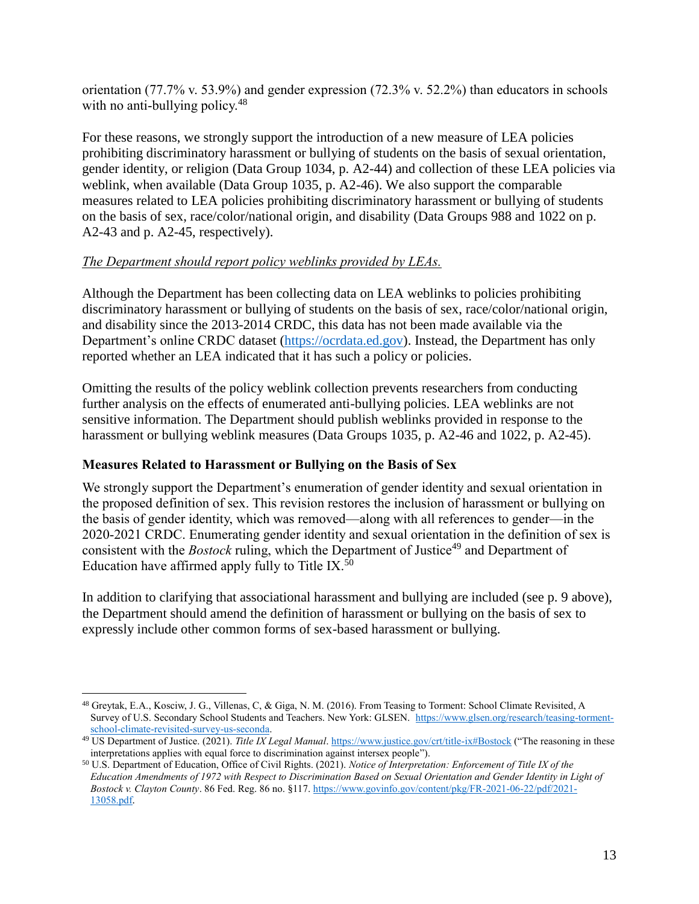orientation (77.7% v. 53.9%) and gender expression (72.3% v. 52.2%) than educators in schools with no anti-bullying policy.[48]

For these reasons, we strongly support the introduction of a new measure of LEA policies prohibiting discriminatory harassment or bullying of students on the basis of sexual orientation, gender identity, or religion (Data Group 1034, p. A2-44) and collection of these LEA policies via weblink, when available (Data Group 1035, p. A2-46). We also support the comparable measures related to LEA policies prohibiting discriminatory harassment or bullying of students on the basis of sex, race/color/national origin, and disability (Data Groups 988 and 1022 on p. A2-43 and p. A2-45, respectively).

*The Department should report policy weblinks provided by LEAs.*

Although the Department has been collecting data on LEA weblinks to policies prohibiting discriminatory harassment or bullying of students on the basis of sex, race/color/national origin, and disability since the 2013-2014 CRDC, this data has not been made available via the Department's online CRDC dataset (https://ocrdata.ed.gov). Instead, the Department has only reported whether an LEA indicated that it has such a policy or policies.

Omitting the results of the policy weblink collection prevents researchers from conducting further analysis on the effects of enumerated anti-bullying policies. LEA weblinks are not sensitive information. The Department should publish weblinks provided in response to the harassment or bullying weblink measures (Data Groups 1035, p. A2-46 and 1022, p. A2-45).

### Measures Related to Harassment or Bullying on the Basis of Sex

We strongly support the Department's enumeration of gender identity and sexual orientation in the proposed definition of sex. This revision restores the inclusion of harassment or bullying on the basis of gender identity, which was removed—along with all references to gender—in the 2020-2021 CRDC. Enumerating gender identity and sexual orientation in the definition of sex is consistent with the *Bostock* ruling, which the Department of Justice[49] and Department of Education have affirmed apply fully to Title IX.[50]

In addition to clarifying that associational harassment and bullying are included (see p. 9 above), the Department should amend the definition of harassment or bullying on the basis of sex to expressly include other common forms of sex-based harassment or bullying.

---

[48] Greytak, E.A., Kosciw, J. G., Villenas, C, & Giga, N. M. (2016). From Teasing to Torment: School Climate Revisited, A Survey of U.S. Secondary School Students and Teachers. New York: GLSEN. https://www.glsen.org/research/teasing-torment-school-climate-revisited-survey-us-seconda.

[49] US Department of Justice. (2021). *Title IX Legal Manual*. https://www.justice.gov/crt/title-ix#Bostock ("The reasoning in these interpretations applies with equal force to discrimination against intersex people").

[50] U.S. Department of Education, Office of Civil Rights. (2021). *Notice of Interpretation: Enforcement of Title IX of the Education Amendments of 1972 with Respect to Discrimination Based on Sexual Orientation and Gender Identity in Light of Bostock v. Clayton County*. 86 Fed. Reg. 86 no. §117. https://www.govinfo.gov/content/pkg/FR-2021-06-22/pdf/2021-13058.pdf.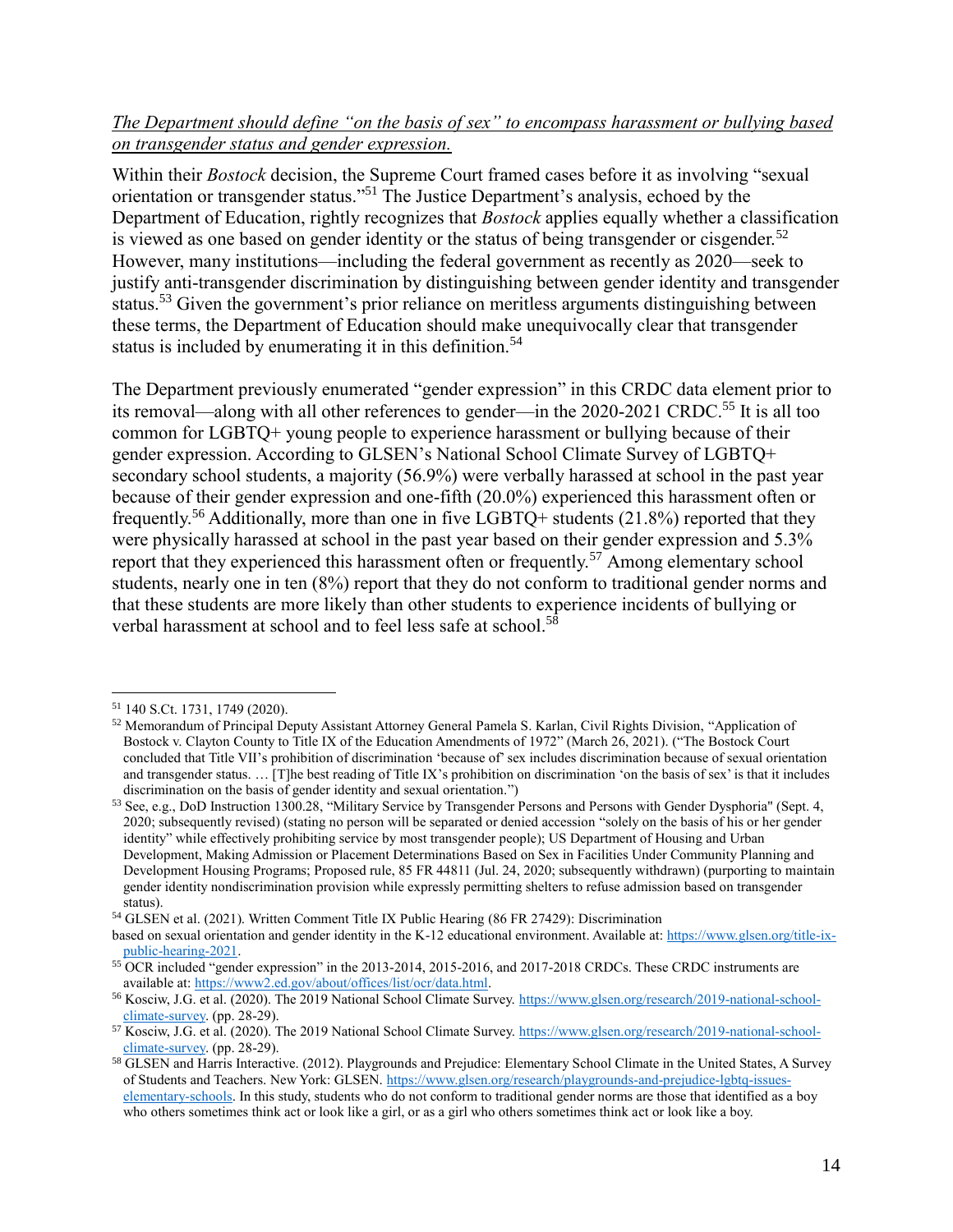*The Department should define "on the basis of sex" to encompass harassment or bullying based on transgender status and gender expression.*

Within their *Bostock* decision, the Supreme Court framed cases before it as involving "sexual orientation or transgender status."[51] The Justice Department's analysis, echoed by the Department of Education, rightly recognizes that *Bostock* applies equally whether a classification is viewed as one based on gender identity or the status of being transgender or cisgender.[52] However, many institutions—including the federal government as recently as 2020—seek to justify anti-transgender discrimination by distinguishing between gender identity and transgender status.[53] Given the government's prior reliance on meritless arguments distinguishing between these terms, the Department of Education should make unequivocally clear that transgender status is included by enumerating it in this definition.[54]

The Department previously enumerated "gender expression" in this CRDC data element prior to its removal—along with all other references to gender—in the 2020-2021 CRDC.[55] It is all too common for LGBTQ+ young people to experience harassment or bullying because of their gender expression. According to GLSEN's National School Climate Survey of LGBTQ+ secondary school students, a majority (56.9%) were verbally harassed at school in the past year because of their gender expression and one-fifth (20.0%) experienced this harassment often or frequently.[56] Additionally, more than one in five LGBTQ+ students (21.8%) reported that they were physically harassed at school in the past year based on their gender expression and 5.3% report that they experienced this harassment often or frequently.[57] Among elementary school students, nearly one in ten (8%) report that they do not conform to traditional gender norms and that these students are more likely than other students to experience incidents of bullying or verbal harassment at school and to feel less safe at school.[58]

---

[51] 140 S.Ct. 1731, 1749 (2020).

[52] Memorandum of Principal Deputy Assistant Attorney General Pamela S. Karlan, Civil Rights Division, "Application of Bostock v. Clayton County to Title IX of the Education Amendments of 1972" (March 26, 2021). ("The Bostock Court concluded that Title VII's prohibition of discrimination 'because of' sex includes discrimination because of sexual orientation and transgender status. … [T]he best reading of Title IX's prohibition on discrimination 'on the basis of sex' is that it includes discrimination on the basis of gender identity and sexual orientation.")

[53] See, e.g., DoD Instruction 1300.28, "Military Service by Transgender Persons and Persons with Gender Dysphoria" (Sept. 4, 2020; subsequently revised) (stating no person will be separated or denied accession "solely on the basis of his or her gender identity" while effectively prohibiting service by most transgender people); US Department of Housing and Urban Development, Making Admission or Placement Determinations Based on Sex in Facilities Under Community Planning and Development Housing Programs; Proposed rule, 85 FR 44811 (Jul. 24, 2020; subsequently withdrawn) (purporting to maintain gender identity nondiscrimination provision while expressly permitting shelters to refuse admission based on transgender status).

[54] GLSEN et al. (2021). Written Comment Title IX Public Hearing (86 FR 27429): Discrimination based on sexual orientation and gender identity in the K-12 educational environment. Available at: https://www.glsen.org/title-ix-public-hearing-2021.

[55] OCR included "gender expression" in the 2013-2014, 2015-2016, and 2017-2018 CRDCs. These CRDC instruments are available at: https://www2.ed.gov/about/offices/list/ocr/data.html.

[56] Kosciw, J.G. et al. (2020). The 2019 National School Climate Survey. https://www.glsen.org/research/2019-national-school-climate-survey. (pp. 28-29).

[57] Kosciw, J.G. et al. (2020). The 2019 National School Climate Survey. https://www.glsen.org/research/2019-national-school-climate-survey. (pp. 28-29).

[58] GLSEN and Harris Interactive. (2012). Playgrounds and Prejudice: Elementary School Climate in the United States, A Survey of Students and Teachers. New York: GLSEN. https://www.glsen.org/research/playgrounds-and-prejudice-lgbtq-issues-elementary-schools. In this study, students who do not conform to traditional gender norms are those that identified as a boy who others sometimes think act or look like a girl, or as a girl who others sometimes think act or look like a boy.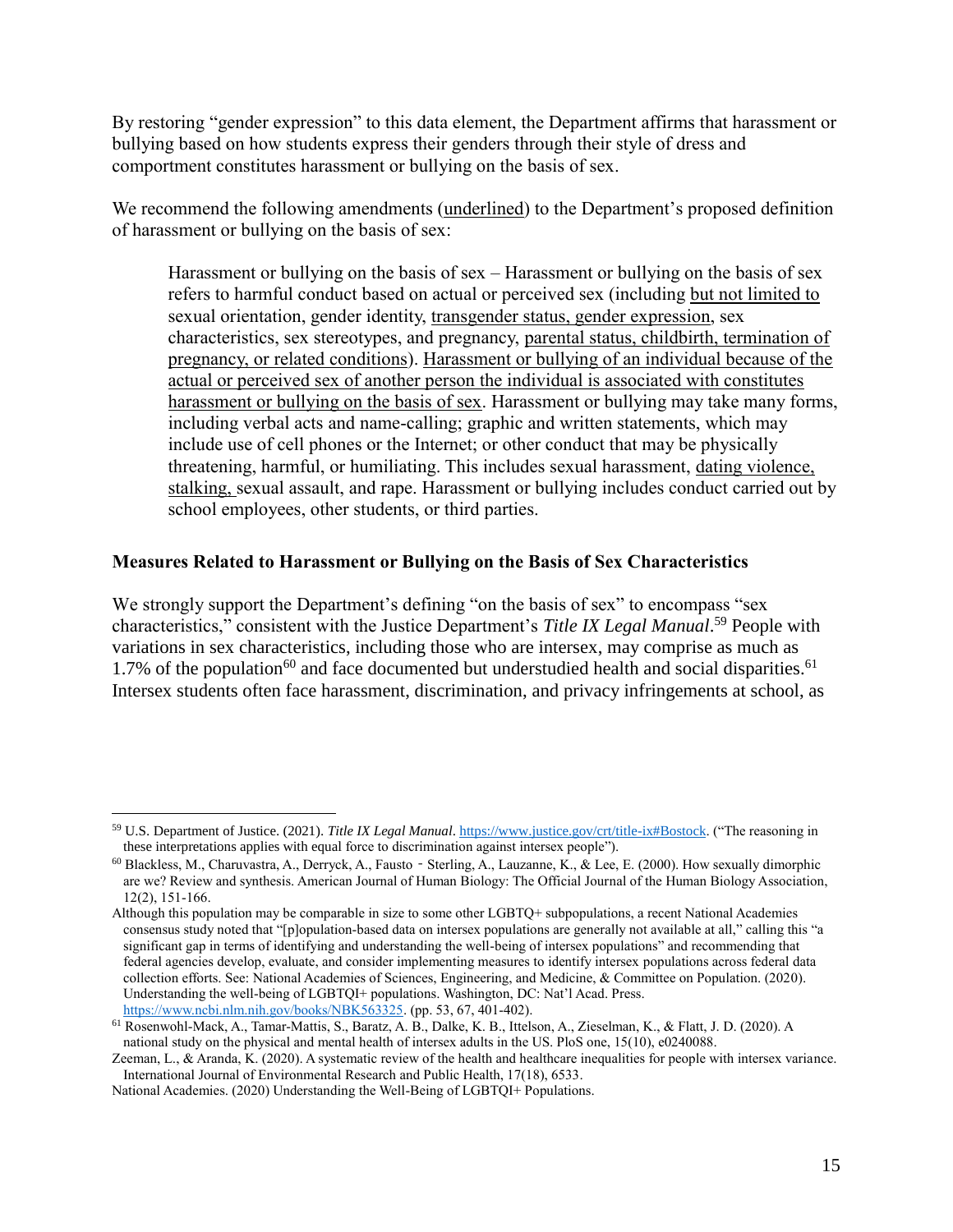By restoring "gender expression" to this data element, the Department affirms that harassment or bullying based on how students express their genders through their style of dress and comportment constitutes harassment or bullying on the basis of sex.

We recommend the following amendments (<u>underlined</u>) to the Department's proposed definition of harassment or bullying on the basis of sex:

> Harassment or bullying on the basis of sex – Harassment or bullying on the basis of sex refers to harmful conduct based on actual or perceived sex (including <u>but not limited to</u> sexual orientation, gender identity, <u>transgender status, gender expression</u>, sex characteristics, sex stereotypes, and pregnancy, <u>parental status, childbirth, termination of pregnancy, or related conditions</u>). <u>Harassment or bullying of an individual because of the actual or perceived sex of another person the individual is associated with constitutes harassment or bullying on the basis of sex</u>. Harassment or bullying may take many forms, including verbal acts and name-calling; graphic and written statements, which may include use of cell phones or the Internet; or other conduct that may be physically threatening, harmful, or humiliating. This includes sexual harassment, <u>dating violence, stalking,</u> sexual assault, and rape. Harassment or bullying includes conduct carried out by school employees, other students, or third parties.

### Measures Related to Harassment or Bullying on the Basis of Sex Characteristics

We strongly support the Department's defining "on the basis of sex" to encompass "sex characteristics," consistent with the Justice Department's *Title IX Legal Manual*.[59] People with variations in sex characteristics, including those who are intersex, may comprise as much as 1.7% of the population[60] and face documented but understudied health and social disparities.[61] Intersex students often face harassment, discrimination, and privacy infringements at school, as

---

[59] U.S. Department of Justice. (2021). *Title IX Legal Manual*. https://www.justice.gov/crt/title-ix#Bostock. ("The reasoning in these interpretations applies with equal force to discrimination against intersex people").

[60] Blackless, M., Charuvastra, A., Derryck, A., Fausto‐Sterling, A., Lauzanne, K., & Lee, E. (2000). How sexually dimorphic are we? Review and synthesis. American Journal of Human Biology: The Official Journal of the Human Biology Association, 12(2), 151-166.

Although this population may be comparable in size to some other LGBTQ+ subpopulations, a recent National Academies consensus study noted that "[p]opulation-based data on intersex populations are generally not available at all," calling this "a significant gap in terms of identifying and understanding the well-being of intersex populations" and recommending that federal agencies develop, evaluate, and consider implementing measures to identify intersex populations across federal data collection efforts. See: National Academies of Sciences, Engineering, and Medicine, & Committee on Population. (2020). Understanding the well-being of LGBTQI+ populations. Washington, DC: Nat'l Acad. Press. https://www.ncbi.nlm.nih.gov/books/NBK563325. (pp. 53, 67, 401-402).

[61] Rosenwohl-Mack, A., Tamar-Mattis, S., Baratz, A. B., Dalke, K. B., Ittelson, A., Zieselman, K., & Flatt, J. D. (2020). A national study on the physical and mental health of intersex adults in the US. PloS one, 15(10), e0240088.

Zeeman, L., & Aranda, K. (2020). A systematic review of the health and healthcare inequalities for people with intersex variance. International Journal of Environmental Research and Public Health, 17(18), 6533.

National Academies. (2020) Understanding the Well-Being of LGBTQI+ Populations.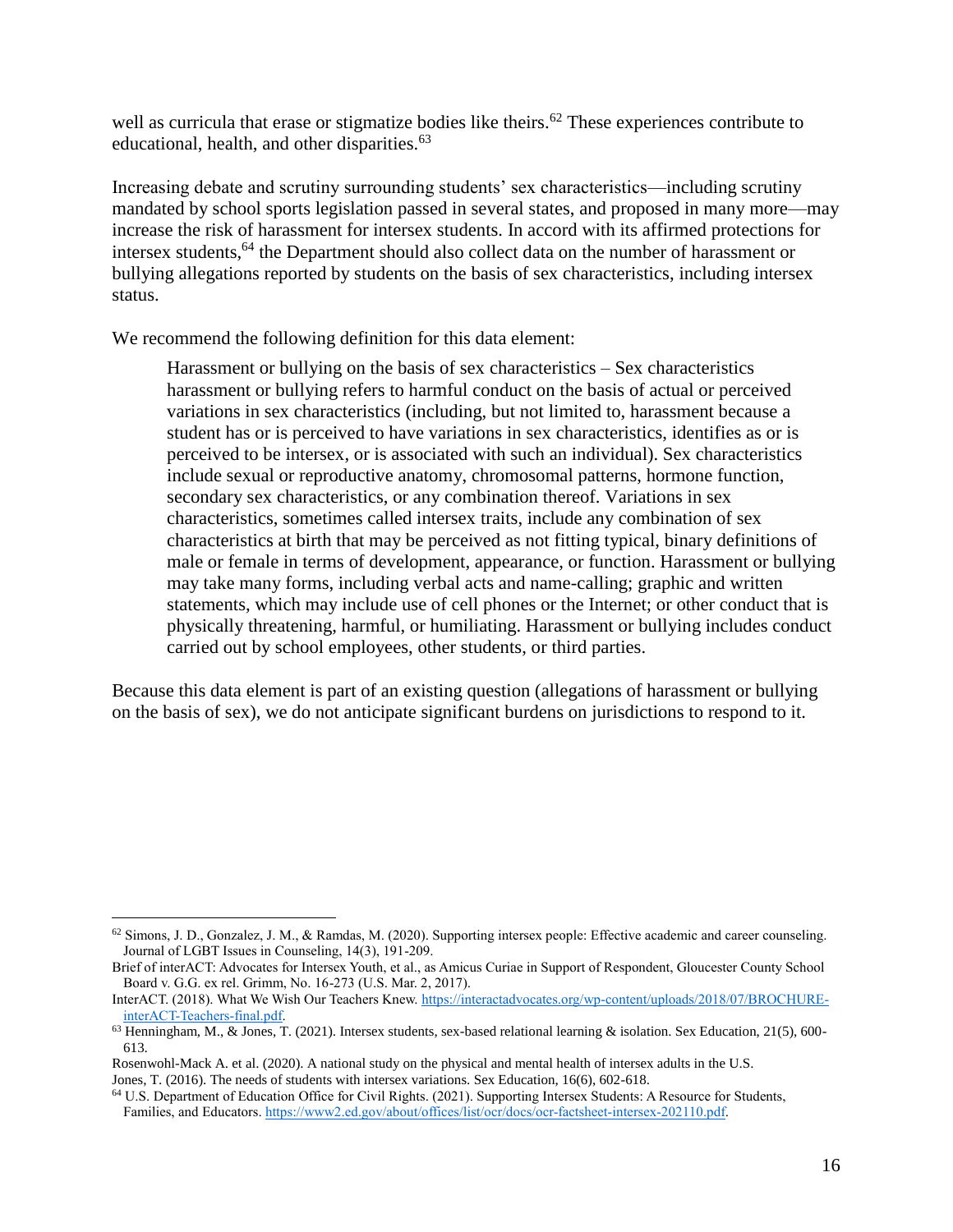well as curricula that erase or stigmatize bodies like theirs.[62] These experiences contribute to educational, health, and other disparities.[63]

Increasing debate and scrutiny surrounding students' sex characteristics—including scrutiny mandated by school sports legislation passed in several states, and proposed in many more—may increase the risk of harassment for intersex students. In accord with its affirmed protections for intersex students,[64] the Department should also collect data on the number of harassment or bullying allegations reported by students on the basis of sex characteristics, including intersex status.

We recommend the following definition for this data element:

> Harassment or bullying on the basis of sex characteristics – Sex characteristics harassment or bullying refers to harmful conduct on the basis of actual or perceived variations in sex characteristics (including, but not limited to, harassment because a student has or is perceived to have variations in sex characteristics, identifies as or is perceived to be intersex, or is associated with such an individual). Sex characteristics include sexual or reproductive anatomy, chromosomal patterns, hormone function, secondary sex characteristics, or any combination thereof. Variations in sex characteristics, sometimes called intersex traits, include any combination of sex characteristics at birth that may be perceived as not fitting typical, binary definitions of male or female in terms of development, appearance, or function. Harassment or bullying may take many forms, including verbal acts and name-calling; graphic and written statements, which may include use of cell phones or the Internet; or other conduct that is physically threatening, harmful, or humiliating. Harassment or bullying includes conduct carried out by school employees, other students, or third parties.

Because this data element is part of an existing question (allegations of harassment or bullying on the basis of sex), we do not anticipate significant burdens on jurisdictions to respond to it.

---

[62] Simons, J. D., Gonzalez, J. M., & Ramdas, M. (2020). Supporting intersex people: Effective academic and career counseling. Journal of LGBT Issues in Counseling, 14(3), 191-209.

Brief of interACT: Advocates for Intersex Youth, et al., as Amicus Curiae in Support of Respondent, Gloucester County School Board v. G.G. ex rel. Grimm, No. 16-273 (U.S. Mar. 2, 2017).

InterACT. (2018). What We Wish Our Teachers Knew. https://interactadvocates.org/wp-content/uploads/2018/07/BROCHURE-interACT-Teachers-final.pdf.

[63] Henningham, M., & Jones, T. (2021). Intersex students, sex-based relational learning & isolation. Sex Education, 21(5), 600-613.

Rosenwohl-Mack A. et al. (2020). A national study on the physical and mental health of intersex adults in the U.S.

Jones, T. (2016). The needs of students with intersex variations. Sex Education, 16(6), 602-618.

[64] U.S. Department of Education Office for Civil Rights. (2021). Supporting Intersex Students: A Resource for Students, Families, and Educators. https://www2.ed.gov/about/offices/list/ocr/docs/ocr-factsheet-intersex-202110.pdf.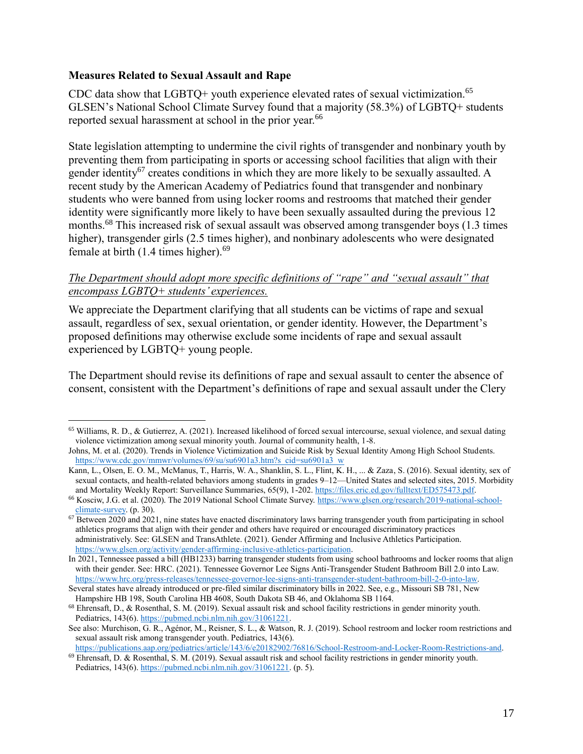**Measures Related to Sexual Assault and Rape**

CDC data show that LGBTQ+ youth experience elevated rates of sexual victimization.[65] GLSEN's National School Climate Survey found that a majority (58.3%) of LGBTQ+ students reported sexual harassment at school in the prior year.[66]

State legislation attempting to undermine the civil rights of transgender and nonbinary youth by preventing them from participating in sports or accessing school facilities that align with their gender identity[67] creates conditions in which they are more likely to be sexually assaulted. A recent study by the American Academy of Pediatrics found that transgender and nonbinary students who were banned from using locker rooms and restrooms that matched their gender identity were significantly more likely to have been sexually assaulted during the previous 12 months.[68] This increased risk of sexual assault was observed among transgender boys (1.3 times higher), transgender girls (2.5 times higher), and nonbinary adolescents who were designated female at birth (1.4 times higher).[69]

*The Department should adopt more specific definitions of "rape" and "sexual assault" that encompass LGBTQ+ students' experiences.*

We appreciate the Department clarifying that all students can be victims of rape and sexual assault, regardless of sex, sexual orientation, or gender identity. However, the Department's proposed definitions may otherwise exclude some incidents of rape and sexual assault experienced by LGBTQ+ young people.

The Department should revise its definitions of rape and sexual assault to center the absence of consent, consistent with the Department's definitions of rape and sexual assault under the Clery

---

[65] Williams, R. D., & Gutierrez, A. (2021). Increased likelihood of forced sexual intercourse, sexual violence, and sexual dating violence victimization among sexual minority youth. Journal of community health, 1-8.
Johns, M. et al. (2020). Trends in Violence Victimization and Suicide Risk by Sexual Identity Among High School Students. https://www.cdc.gov/mmwr/volumes/69/su/su6901a3.htm?s_cid=su6901a3_w
Kann, L., Olsen, E. O. M., McManus, T., Harris, W. A., Shanklin, S. L., Flint, K. H., ... & Zaza, S. (2016). Sexual identity, sex of sexual contacts, and health-related behaviors among students in grades 9–12—United States and selected sites, 2015. Morbidity and Mortality Weekly Report: Surveillance Summaries, 65(9), 1-202. https://files.eric.ed.gov/fulltext/ED575473.pdf.

[66] Kosciw, J.G. et al. (2020). The 2019 National School Climate Survey. https://www.glsen.org/research/2019-national-school-climate-survey. (p. 30).

[67] Between 2020 and 2021, nine states have enacted discriminatory laws barring transgender youth from participating in school athletics programs that align with their gender and others have required or encouraged discriminatory practices administratively. See: GLSEN and TransAthlete. (2021). Gender Affirming and Inclusive Athletics Participation. https://www.glsen.org/activity/gender-affirming-inclusive-athletics-participation.
In 2021, Tennessee passed a bill (HB1233) barring transgender students from using school bathrooms and locker rooms that align with their gender. See: HRC. (2021). Tennessee Governor Lee Signs Anti-Transgender Student Bathroom Bill 2.0 into Law. https://www.hrc.org/press-releases/tennessee-governor-lee-signs-anti-transgender-student-bathroom-bill-2-0-into-law.
Several states have already introduced or pre-filed similar discriminatory bills in 2022. See, e.g., Missouri SB 781, New Hampshire HB 198, South Carolina HB 4608, South Dakota SB 46, and Oklahoma SB 1164.

[68] Ehrensaft, D., & Rosenthal, S. M. (2019). Sexual assault risk and school facility restrictions in gender minority youth. Pediatrics, 143(6). https://pubmed.ncbi.nlm.nih.gov/31061221.
See also: Murchison, G. R., Agénor, M., Reisner, S. L., & Watson, R. J. (2019). School restroom and locker room restrictions and sexual assault risk among transgender youth. Pediatrics, 143(6). https://publications.aap.org/pediatrics/article/143/6/e20182902/76816/School-Restroom-and-Locker-Room-Restrictions-and.

[69] Ehrensaft, D. & Rosenthal, S. M. (2019). Sexual assault risk and school facility restrictions in gender minority youth. Pediatrics, 143(6). https://pubmed.ncbi.nlm.nih.gov/31061221. (p. 5).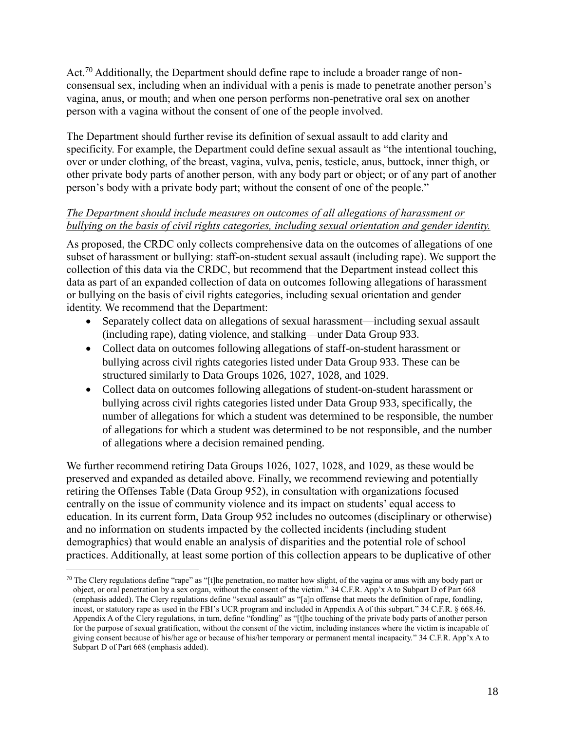Act.[70] Additionally, the Department should define rape to include a broader range of non-consensual sex, including when an individual with a penis is made to penetrate another person's vagina, anus, or mouth; and when one person performs non-penetrative oral sex on another person with a vagina without the consent of one of the people involved.

The Department should further revise its definition of sexual assault to add clarity and specificity. For example, the Department could define sexual assault as "the intentional touching, over or under clothing, of the breast, vagina, vulva, penis, testicle, anus, buttock, inner thigh, or other private body parts of another person, with any body part or object; or of any part of another person's body with a private body part; without the consent of one of the people."

*The Department should include measures on outcomes of all allegations of harassment or bullying on the basis of civil rights categories, including sexual orientation and gender identity.*

As proposed, the CRDC only collects comprehensive data on the outcomes of allegations of one subset of harassment or bullying: staff-on-student sexual assault (including rape). We support the collection of this data via the CRDC, but recommend that the Department instead collect this data as part of an expanded collection of data on outcomes following allegations of harassment or bullying on the basis of civil rights categories, including sexual orientation and gender identity. We recommend that the Department:

- Separately collect data on allegations of sexual harassment—including sexual assault (including rape), dating violence, and stalking—under Data Group 933.
- Collect data on outcomes following allegations of staff-on-student harassment or bullying across civil rights categories listed under Data Group 933. These can be structured similarly to Data Groups 1026, 1027, 1028, and 1029.
- Collect data on outcomes following allegations of student-on-student harassment or bullying across civil rights categories listed under Data Group 933, specifically, the number of allegations for which a student was determined to be responsible, the number of allegations for which a student was determined to be not responsible, and the number of allegations where a decision remained pending.

We further recommend retiring Data Groups 1026, 1027, 1028, and 1029, as these would be preserved and expanded as detailed above. Finally, we recommend reviewing and potentially retiring the Offenses Table (Data Group 952), in consultation with organizations focused centrally on the issue of community violence and its impact on students' equal access to education. In its current form, Data Group 952 includes no outcomes (disciplinary or otherwise) and no information on students impacted by the collected incidents (including student demographics) that would enable an analysis of disparities and the potential role of school practices. Additionally, at least some portion of this collection appears to be duplicative of other

---

[70] The Clery regulations define "rape" as "[t]he penetration, no matter how slight, of the vagina or anus with any body part or object, or oral penetration by a sex organ, without the consent of the victim." 34 C.F.R. App'x A to Subpart D of Part 668 (emphasis added). The Clery regulations define "sexual assault" as "[a]n offense that meets the definition of rape, fondling, incest, or statutory rape as used in the FBI's UCR program and included in Appendix A of this subpart." 34 C.F.R. § 668.46. Appendix A of the Clery regulations, in turn, define "fondling" as "[t]he touching of the private body parts of another person for the purpose of sexual gratification, without the consent of the victim, including instances where the victim is incapable of giving consent because of his/her age or because of his/her temporary or permanent mental incapacity." 34 C.F.R. App'x A to Subpart D of Part 668 (emphasis added).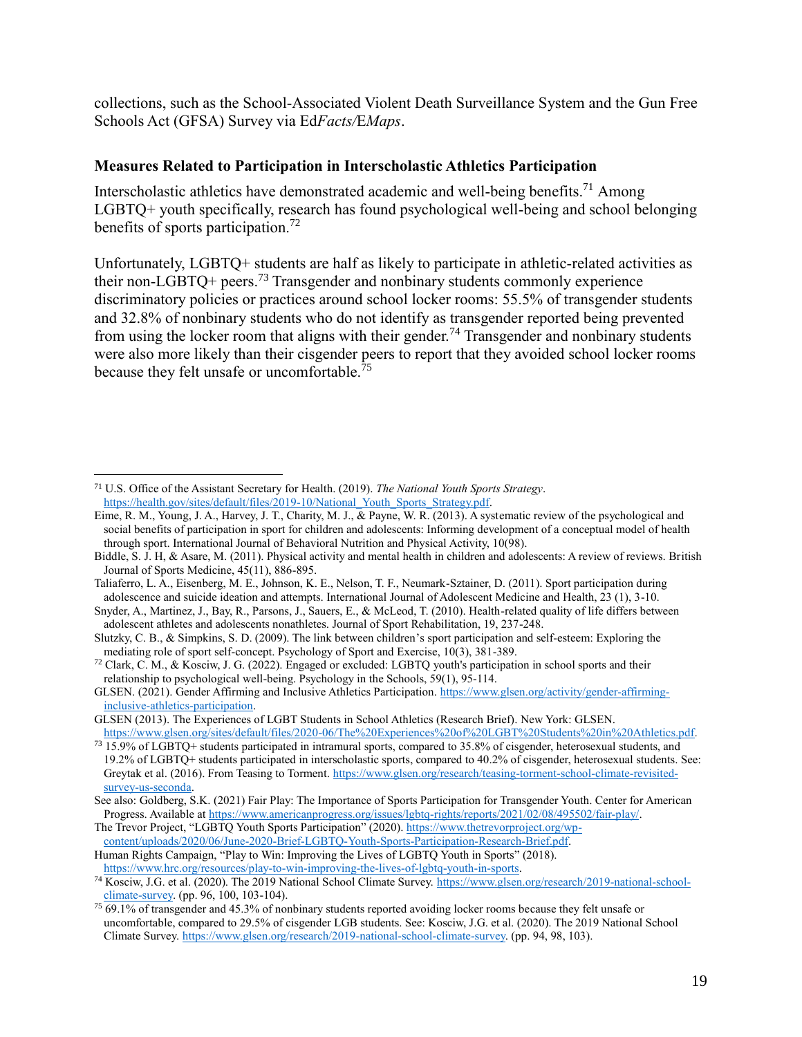collections, such as the School-Associated Violent Death Surveillance System and the Gun Free Schools Act (GFSA) Survey via Ed*Facts/*E*Maps*.

### Measures Related to Participation in Interscholastic Athletics Participation

Interscholastic athletics have demonstrated academic and well-being benefits.[71] Among LGBTQ+ youth specifically, research has found psychological well-being and school belonging benefits of sports participation.[72]

Unfortunately, LGBTQ+ students are half as likely to participate in athletic-related activities as their non-LGBTQ+ peers.[73] Transgender and nonbinary students commonly experience discriminatory policies or practices around school locker rooms: 55.5% of transgender students and 32.8% of nonbinary students who do not identify as transgender reported being prevented from using the locker room that aligns with their gender.[74] Transgender and nonbinary students were also more likely than their cisgender peers to report that they avoided school locker rooms because they felt unsafe or uncomfortable.[75]

---

[71] U.S. Office of the Assistant Secretary for Health. (2019). *The National Youth Sports Strategy*. https://health.gov/sites/default/files/2019-10/National_Youth_Sports_Strategy.pdf.

Eime, R. M., Young, J. A., Harvey, J. T., Charity, M. J., & Payne, W. R. (2013). A systematic review of the psychological and social benefits of participation in sport for children and adolescents: Informing development of a conceptual model of health through sport. International Journal of Behavioral Nutrition and Physical Activity, 10(98).

Biddle, S. J. H, & Asare, M. (2011). Physical activity and mental health in children and adolescents: A review of reviews. British Journal of Sports Medicine, 45(11), 886-895.

Taliaferro, L. A., Eisenberg, M. E., Johnson, K. E., Nelson, T. F., Neumark-Sztainer, D. (2011). Sport participation during adolescence and suicide ideation and attempts. International Journal of Adolescent Medicine and Health, 23 (1), 3-10.

Snyder, A., Martinez, J., Bay, R., Parsons, J., Sauers, E., & McLeod, T. (2010). Health-related quality of life differs between adolescent athletes and adolescents nonathletes. Journal of Sport Rehabilitation, 19, 237-248.

Slutzky, C. B., & Simpkins, S. D. (2009). The link between children's sport participation and self-esteem: Exploring the mediating role of sport self-concept. Psychology of Sport and Exercise, 10(3), 381-389.

[72] Clark, C. M., & Kosciw, J. G. (2022). Engaged or excluded: LGBTQ youth's participation in school sports and their relationship to psychological well-being. Psychology in the Schools, 59(1), 95-114.

GLSEN. (2021). Gender Affirming and Inclusive Athletics Participation. https://www.glsen.org/activity/gender-affirming-inclusive-athletics-participation.

GLSEN (2013). The Experiences of LGBT Students in School Athletics (Research Brief). New York: GLSEN. https://www.glsen.org/sites/default/files/2020-06/The%20Experiences%20of%20LGBT%20Students%20in%20Athletics.pdf.

[73] 15.9% of LGBTQ+ students participated in intramural sports, compared to 35.8% of cisgender, heterosexual students, and 19.2% of LGBTQ+ students participated in interscholastic sports, compared to 40.2% of cisgender, heterosexual students. See: Greytak et al. (2016). From Teasing to Torment. https://www.glsen.org/research/teasing-torment-school-climate-revisited-survey-us-seconda.

See also: Goldberg, S.K. (2021) Fair Play: The Importance of Sports Participation for Transgender Youth. Center for American Progress. Available at https://www.americanprogress.org/issues/lgbtq-rights/reports/2021/02/08/495502/fair-play/.

The Trevor Project, "LGBTQ Youth Sports Participation" (2020). https://www.thetrevorproject.org/wp-content/uploads/2020/06/June-2020-Brief-LGBTQ-Youth-Sports-Participation-Research-Brief.pdf.

Human Rights Campaign, "Play to Win: Improving the Lives of LGBTQ Youth in Sports" (2018). https://www.hrc.org/resources/play-to-win-improving-the-lives-of-lgbtq-youth-in-sports.

[74] Kosciw, J.G. et al. (2020). The 2019 National School Climate Survey. https://www.glsen.org/research/2019-national-school-climate-survey. (pp. 96, 100, 103-104).

[75] 69.1% of transgender and 45.3% of nonbinary students reported avoiding locker rooms because they felt unsafe or uncomfortable, compared to 29.5% of cisgender LGB students. See: Kosciw, J.G. et al. (2020). The 2019 National School Climate Survey. https://www.glsen.org/research/2019-national-school-climate-survey. (pp. 94, 98, 103).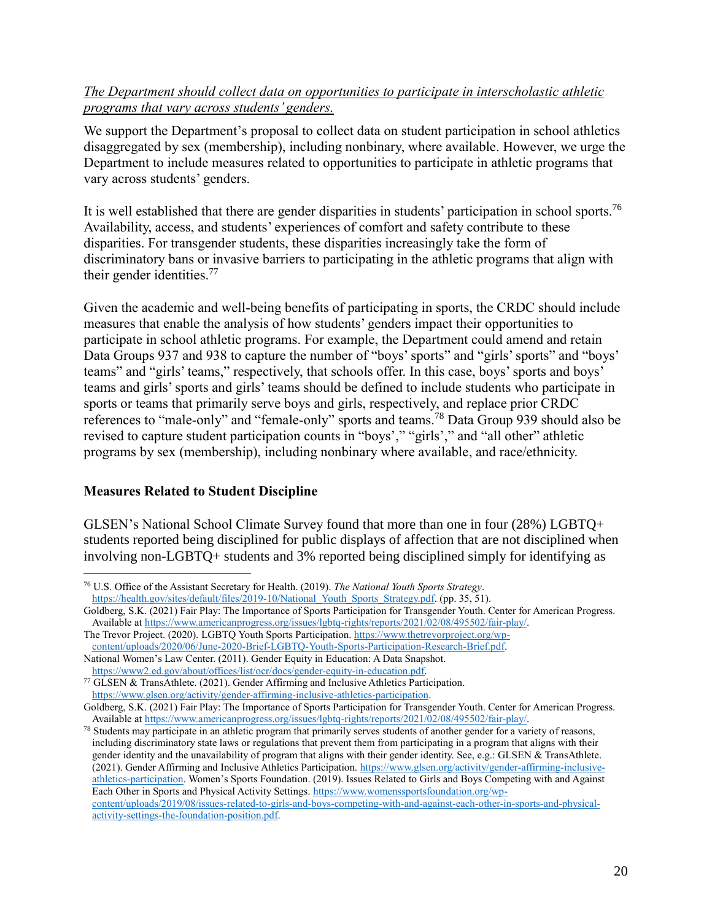*The Department should collect data on opportunities to participate in interscholastic athletic programs that vary across students' genders.*

We support the Department's proposal to collect data on student participation in school athletics disaggregated by sex (membership), including nonbinary, where available. However, we urge the Department to include measures related to opportunities to participate in athletic programs that vary across students' genders.

It is well established that there are gender disparities in students' participation in school sports.[76] Availability, access, and students' experiences of comfort and safety contribute to these disparities. For transgender students, these disparities increasingly take the form of discriminatory bans or invasive barriers to participating in the athletic programs that align with their gender identities.[77]

Given the academic and well-being benefits of participating in sports, the CRDC should include measures that enable the analysis of how students' genders impact their opportunities to participate in school athletic programs. For example, the Department could amend and retain Data Groups 937 and 938 to capture the number of "boys' sports" and "girls' sports" and "boys' teams" and "girls' teams," respectively, that schools offer. In this case, boys' sports and boys' teams and girls' sports and girls' teams should be defined to include students who participate in sports or teams that primarily serve boys and girls, respectively, and replace prior CRDC references to "male-only" and "female-only" sports and teams.[78] Data Group 939 should also be revised to capture student participation counts in "boys'," "girls'," and "all other" athletic programs by sex (membership), including nonbinary where available, and race/ethnicity.

**Measures Related to Student Discipline**

GLSEN's National School Climate Survey found that more than one in four (28%) LGBTQ+ students reported being disciplined for public displays of affection that are not disciplined when involving non-LGBTQ+ students and 3% reported being disciplined simply for identifying as

---

[76] U.S. Office of the Assistant Secretary for Health. (2019). *The National Youth Sports Strategy*. https://health.gov/sites/default/files/2019-10/National_Youth_Sports_Strategy.pdf. (pp. 35, 51).
Goldberg, S.K. (2021) Fair Play: The Importance of Sports Participation for Transgender Youth. Center for American Progress. Available at https://www.americanprogress.org/issues/lgbtq-rights/reports/2021/02/08/495502/fair-play/.
The Trevor Project. (2020). LGBTQ Youth Sports Participation. https://www.thetrevorproject.org/wp-content/uploads/2020/06/June-2020-Brief-LGBTQ-Youth-Sports-Participation-Research-Brief.pdf.
National Women's Law Center. (2011). Gender Equity in Education: A Data Snapshot. https://www2.ed.gov/about/offices/list/ocr/docs/gender-equity-in-education.pdf.

[77] GLSEN & TransAthlete. (2021). Gender Affirming and Inclusive Athletics Participation. https://www.glsen.org/activity/gender-affirming-inclusive-athletics-participation.
Goldberg, S.K. (2021) Fair Play: The Importance of Sports Participation for Transgender Youth. Center for American Progress. Available at https://www.americanprogress.org/issues/lgbtq-rights/reports/2021/02/08/495502/fair-play/.

[78] Students may participate in an athletic program that primarily serves students of another gender for a variety of reasons, including discriminatory state laws or regulations that prevent them from participating in a program that aligns with their gender identity and the unavailability of program that aligns with their gender identity. See, e.g.: GLSEN & TransAthlete. (2021). Gender Affirming and Inclusive Athletics Participation. https://www.glsen.org/activity/gender-affirming-inclusive-athletics-participation. Women's Sports Foundation. (2019). Issues Related to Girls and Boys Competing with and Against Each Other in Sports and Physical Activity Settings. https://www.womenssportsfoundation.org/wp-content/uploads/2019/08/issues-related-to-girls-and-boys-competing-with-and-against-each-other-in-sports-and-physical-activity-settings-the-foundation-position.pdf.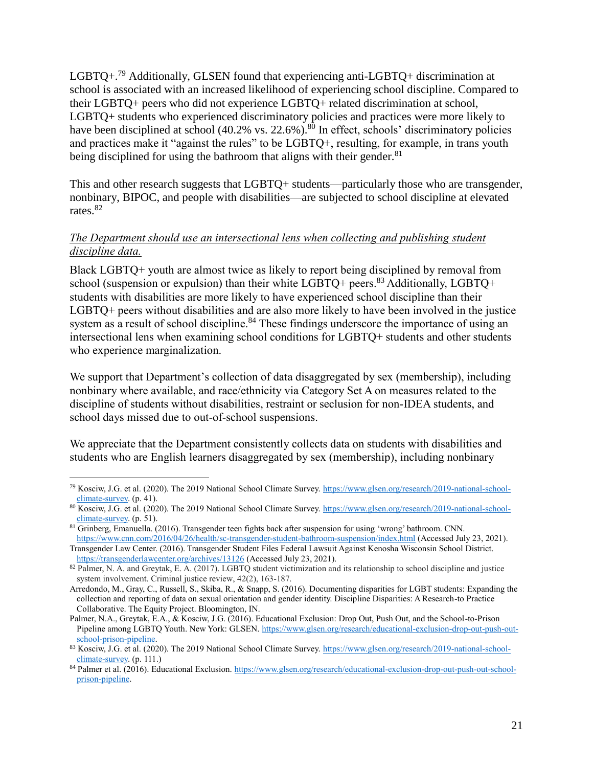LGBTQ+.[79] Additionally, GLSEN found that experiencing anti-LGBTQ+ discrimination at school is associated with an increased likelihood of experiencing school discipline. Compared to their LGBTQ+ peers who did not experience LGBTQ+ related discrimination at school, LGBTQ+ students who experienced discriminatory policies and practices were more likely to have been disciplined at school (40.2% vs. 22.6%).[80] In effect, schools' discriminatory policies and practices make it "against the rules" to be LGBTQ+, resulting, for example, in trans youth being disciplined for using the bathroom that aligns with their gender.[81]

This and other research suggests that LGBTQ+ students—particularly those who are transgender, nonbinary, BIPOC, and people with disabilities—are subjected to school discipline at elevated rates.[82]

*The Department should use an intersectional lens when collecting and publishing student discipline data.*

Black LGBTQ+ youth are almost twice as likely to report being disciplined by removal from school (suspension or expulsion) than their white LGBTQ+ peers.[83] Additionally, LGBTQ+ students with disabilities are more likely to have experienced school discipline than their LGBTQ+ peers without disabilities and are also more likely to have been involved in the justice system as a result of school discipline.[84] These findings underscore the importance of using an intersectional lens when examining school conditions for LGBTQ+ students and other students who experience marginalization.

We support that Department's collection of data disaggregated by sex (membership), including nonbinary where available, and race/ethnicity via Category Set A on measures related to the discipline of students without disabilities, restraint or seclusion for non-IDEA students, and school days missed due to out-of-school suspensions.

We appreciate that the Department consistently collects data on students with disabilities and students who are English learners disaggregated by sex (membership), including nonbinary

---

[79] Kosciw, J.G. et al. (2020). The 2019 National School Climate Survey. https://www.glsen.org/research/2019-national-school-climate-survey. (p. 41).

[80] Kosciw, J.G. et al. (2020). The 2019 National School Climate Survey. https://www.glsen.org/research/2019-national-school-climate-survey. (p. 51).

[81] Grinberg, Emanuella. (2016). Transgender teen fights back after suspension for using 'wrong' bathroom. CNN. https://www.cnn.com/2016/04/26/health/sc-transgender-student-bathroom-suspension/index.html (Accessed July 23, 2021).
Transgender Law Center. (2016). Transgender Student Files Federal Lawsuit Against Kenosha Wisconsin School District. https://transgenderlawcenter.org/archives/13126 (Accessed July 23, 2021).

[82] Palmer, N. A. and Greytak, E. A. (2017). LGBTQ student victimization and its relationship to school discipline and justice system involvement. Criminal justice review, 42(2), 163-187.
Arredondo, M., Gray, C., Russell, S., Skiba, R., & Snapp, S. (2016). Documenting disparities for LGBT students: Expanding the collection and reporting of data on sexual orientation and gender identity. Discipline Disparities: A Research-to Practice Collaborative. The Equity Project. Bloomington, IN.
Palmer, N.A., Greytak, E.A., & Kosciw, J.G. (2016). Educational Exclusion: Drop Out, Push Out, and the School-to-Prison Pipeline among LGBTQ Youth. New York: GLSEN. https://www.glsen.org/research/educational-exclusion-drop-out-push-out-school-prison-pipeline.

[83] Kosciw, J.G. et al. (2020). The 2019 National School Climate Survey. https://www.glsen.org/research/2019-national-school-climate-survey. (p. 111.)

[84] Palmer et al. (2016). Educational Exclusion. https://www.glsen.org/research/educational-exclusion-drop-out-push-out-school-prison-pipeline.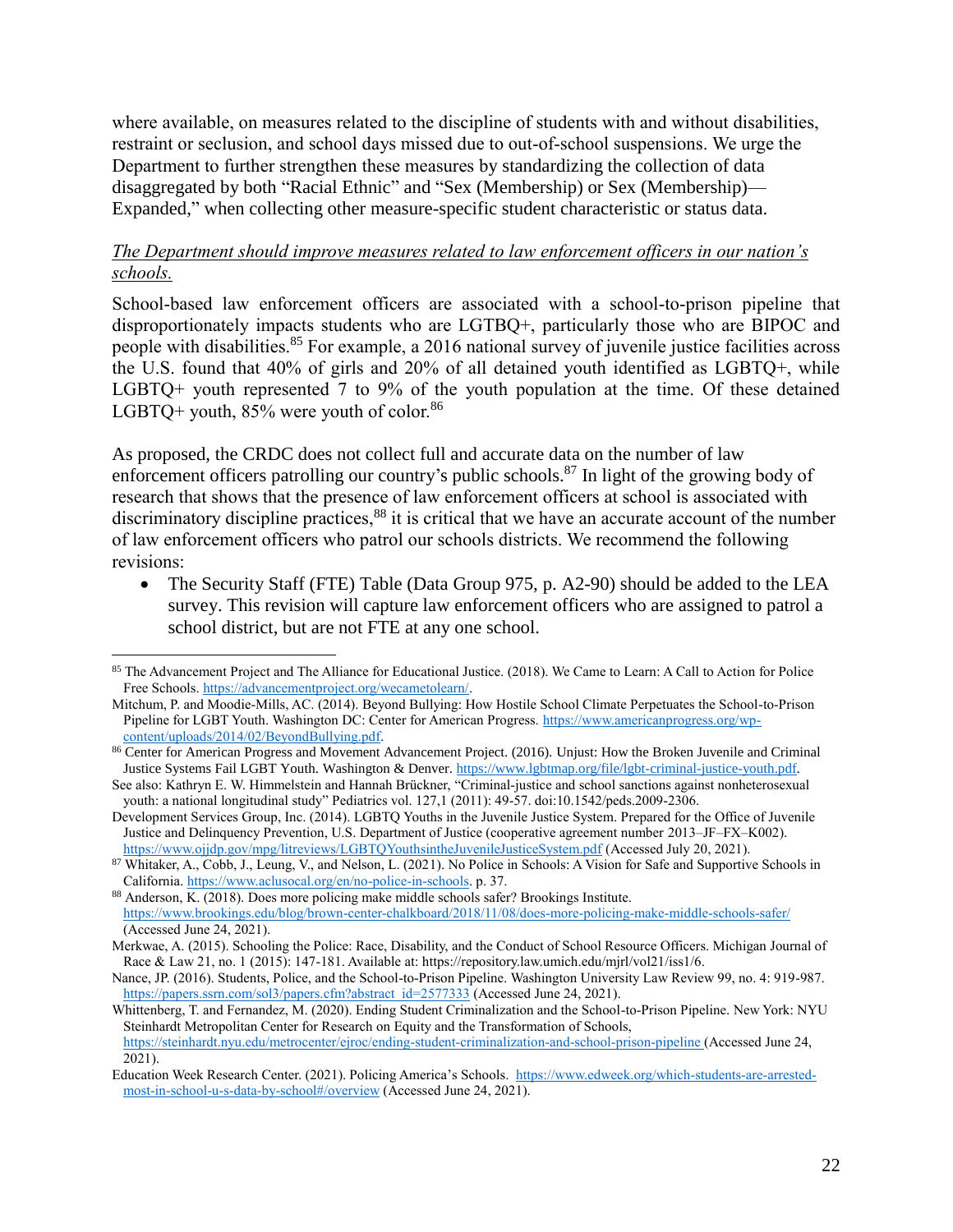where available, on measures related to the discipline of students with and without disabilities, restraint or seclusion, and school days missed due to out-of-school suspensions. We urge the Department to further strengthen these measures by standardizing the collection of data disaggregated by both "Racial Ethnic" and "Sex (Membership) or Sex (Membership)—Expanded," when collecting other measure-specific student characteristic or status data.

*<u>The Department should improve measures related to law enforcement officers in our nation's schools.</u>*

School-based law enforcement officers are associated with a school-to-prison pipeline that disproportionately impacts students who are LGTBQ+, particularly those who are BIPOC and people with disabilities.[85] For example, a 2016 national survey of juvenile justice facilities across the U.S. found that 40% of girls and 20% of all detained youth identified as LGBTQ+, while LGBTQ+ youth represented 7 to 9% of the youth population at the time. Of these detained LGBTQ+ youth, 85% were youth of color.[86]

As proposed, the CRDC does not collect full and accurate data on the number of law enforcement officers patrolling our country's public schools.[87] In light of the growing body of research that shows that the presence of law enforcement officers at school is associated with discriminatory discipline practices,[88] it is critical that we have an accurate account of the number of law enforcement officers who patrol our schools districts. We recommend the following revisions:

- The Security Staff (FTE) Table (Data Group 975, p. A2-90) should be added to the LEA survey. This revision will capture law enforcement officers who are assigned to patrol a school district, but are not FTE at any one school.

---

[85] The Advancement Project and The Alliance for Educational Justice. (2018). We Came to Learn: A Call to Action for Police Free Schools. https://advancementproject.org/wecametolearn/.

Mitchum, P. and Moodie-Mills, AC. (2014). Beyond Bullying: How Hostile School Climate Perpetuates the School-to-Prison Pipeline for LGBT Youth. Washington DC: Center for American Progress. https://www.americanprogress.org/wp-content/uploads/2014/02/BeyondBullying.pdf.

[86] Center for American Progress and Movement Advancement Project. (2016). Unjust: How the Broken Juvenile and Criminal Justice Systems Fail LGBT Youth. Washington & Denver. https://www.lgbtmap.org/file/lgbt-criminal-justice-youth.pdf.

See also: Kathryn E. W. Himmelstein and Hannah Brückner, "Criminal-justice and school sanctions against nonheterosexual youth: a national longitudinal study" Pediatrics vol. 127,1 (2011): 49-57. doi:10.1542/peds.2009-2306.

Development Services Group, Inc. (2014). LGBTQ Youths in the Juvenile Justice System. Prepared for the Office of Juvenile Justice and Delinquency Prevention, U.S. Department of Justice (cooperative agreement number 2013–JF–FX–K002). https://www.ojjdp.gov/mpg/litreviews/LGBTQYouthsintheJuvenileJusticeSystem.pdf (Accessed July 20, 2021).

[87] Whitaker, A., Cobb, J., Leung, V., and Nelson, L. (2021). No Police in Schools: A Vision for Safe and Supportive Schools in California. https://www.aclusocal.org/en/no-police-in-schools. p. 37.

[88] Anderson, K. (2018). Does more policing make middle schools safer? Brookings Institute. https://www.brookings.edu/blog/brown-center-chalkboard/2018/11/08/does-more-policing-make-middle-schools-safer/ (Accessed June 24, 2021).

Merkwae, A. (2015). Schooling the Police: Race, Disability, and the Conduct of School Resource Officers. Michigan Journal of Race & Law 21, no. 1 (2015): 147-181. Available at: https://repository.law.umich.edu/mjrl/vol21/iss1/6.

Nance, JP. (2016). Students, Police, and the School-to-Prison Pipeline. Washington University Law Review 99, no. 4: 919-987. https://papers.ssrn.com/sol3/papers.cfm?abstract_id=2577333 (Accessed June 24, 2021).

Whittenberg, T. and Fernandez, M. (2020). Ending Student Criminalization and the School-to-Prison Pipeline. New York: NYU Steinhardt Metropolitan Center for Research on Equity and the Transformation of Schools, https://steinhardt.nyu.edu/metrocenter/ejroc/ending-student-criminalization-and-school-prison-pipeline (Accessed June 24, 2021).

Education Week Research Center. (2021). Policing America's Schools. https://www.edweek.org/which-students-are-arrested-most-in-school-u-s-data-by-school#/overview (Accessed June 24, 2021).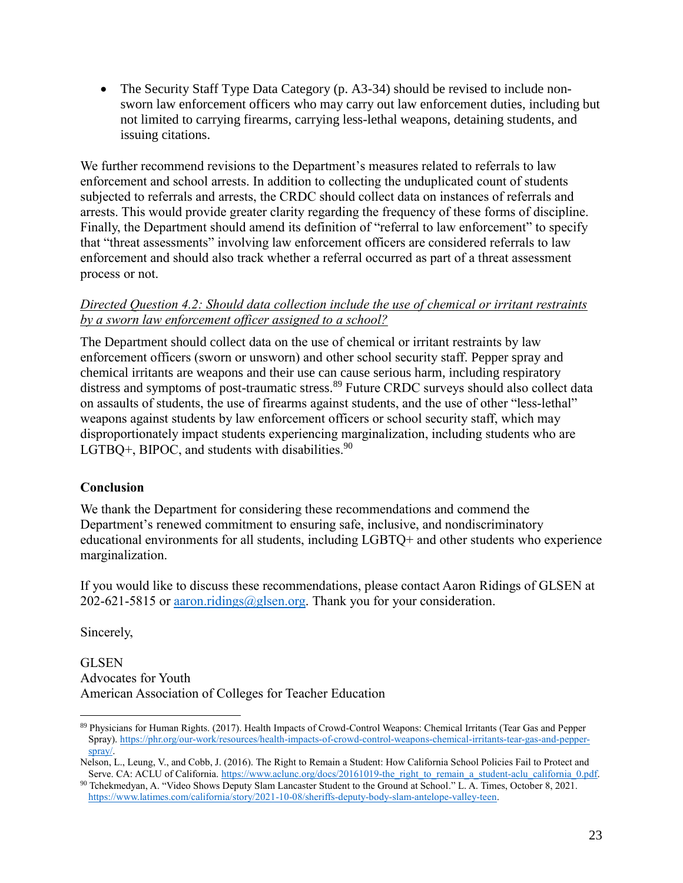- The Security Staff Type Data Category (p. A3-34) should be revised to include non-sworn law enforcement officers who may carry out law enforcement duties, including but not limited to carrying firearms, carrying less-lethal weapons, detaining students, and issuing citations.

We further recommend revisions to the Department's measures related to referrals to law enforcement and school arrests. In addition to collecting the unduplicated count of students subjected to referrals and arrests, the CRDC should collect data on instances of referrals and arrests. This would provide greater clarity regarding the frequency of these forms of discipline. Finally, the Department should amend its definition of "referral to law enforcement" to specify that "threat assessments" involving law enforcement officers are considered referrals to law enforcement and should also track whether a referral occurred as part of a threat assessment process or not.

*Directed Question 4.2: Should data collection include the use of chemical or irritant restraints by a sworn law enforcement officer assigned to a school?*

The Department should collect data on the use of chemical or irritant restraints by law enforcement officers (sworn or unsworn) and other school security staff. Pepper spray and chemical irritants are weapons and their use can cause serious harm, including respiratory distress and symptoms of post-traumatic stress.[89] Future CRDC surveys should also collect data on assaults of students, the use of firearms against students, and the use of other "less-lethal" weapons against students by law enforcement officers or school security staff, which may disproportionately impact students experiencing marginalization, including students who are LGTBQ+, BIPOC, and students with disabilities.[90]

**Conclusion**

We thank the Department for considering these recommendations and commend the Department's renewed commitment to ensuring safe, inclusive, and nondiscriminatory educational environments for all students, including LGBTQ+ and other students who experience marginalization.

If you would like to discuss these recommendations, please contact Aaron Ridings of GLSEN at 202-621-5815 or [aaron.ridings@glsen.org](mailto:aaron.ridings@glsen.org). Thank you for your consideration.

Sincerely,

GLSEN
Advocates for Youth
American Association of Colleges for Teacher Education

---

[89] Physicians for Human Rights. (2017). Health Impacts of Crowd-Control Weapons: Chemical Irritants (Tear Gas and Pepper Spray). https://phr.org/our-work/resources/health-impacts-of-crowd-control-weapons-chemical-irritants-tear-gas-and-pepper-spray/.
Nelson, L., Leung, V., and Cobb, J. (2016). The Right to Remain a Student: How California School Policies Fail to Protect and Serve. CA: ACLU of California. https://www.aclunc.org/docs/20161019-the_right_to_remain_a_student-aclu_california_0.pdf.

[90] Tchekmedyan, A. "Video Shows Deputy Slam Lancaster Student to the Ground at School." L. A. Times, October 8, 2021. https://www.latimes.com/california/story/2021-10-08/sheriffs-deputy-body-slam-antelope-valley-teen.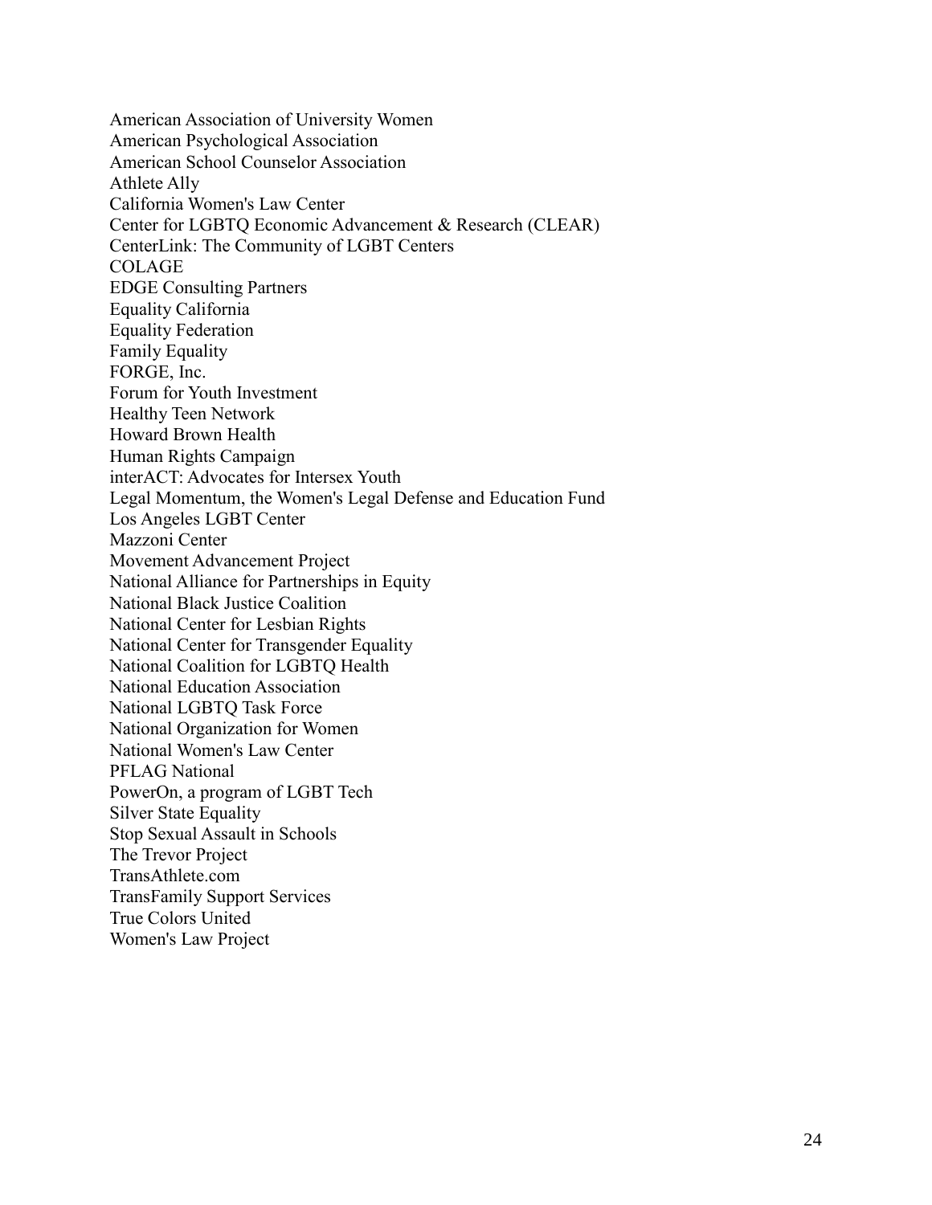American Association of University Women
American Psychological Association
American School Counselor Association
Athlete Ally
California Women's Law Center
Center for LGBTQ Economic Advancement & Research (CLEAR)
CenterLink: The Community of LGBT Centers
COLAGE
EDGE Consulting Partners
Equality California
Equality Federation
Family Equality
FORGE, Inc.
Forum for Youth Investment
Healthy Teen Network
Howard Brown Health
Human Rights Campaign
interACT: Advocates for Intersex Youth
Legal Momentum, the Women's Legal Defense and Education Fund
Los Angeles LGBT Center
Mazzoni Center
Movement Advancement Project
National Alliance for Partnerships in Equity
National Black Justice Coalition
National Center for Lesbian Rights
National Center for Transgender Equality
National Coalition for LGBTQ Health
National Education Association
National LGBTQ Task Force
National Organization for Women
National Women's Law Center
PFLAG National
PowerOn, a program of LGBT Tech
Silver State Equality
Stop Sexual Assault in Schools
The Trevor Project
TransAthlete.com
TransFamily Support Services
True Colors United
Women's Law Project